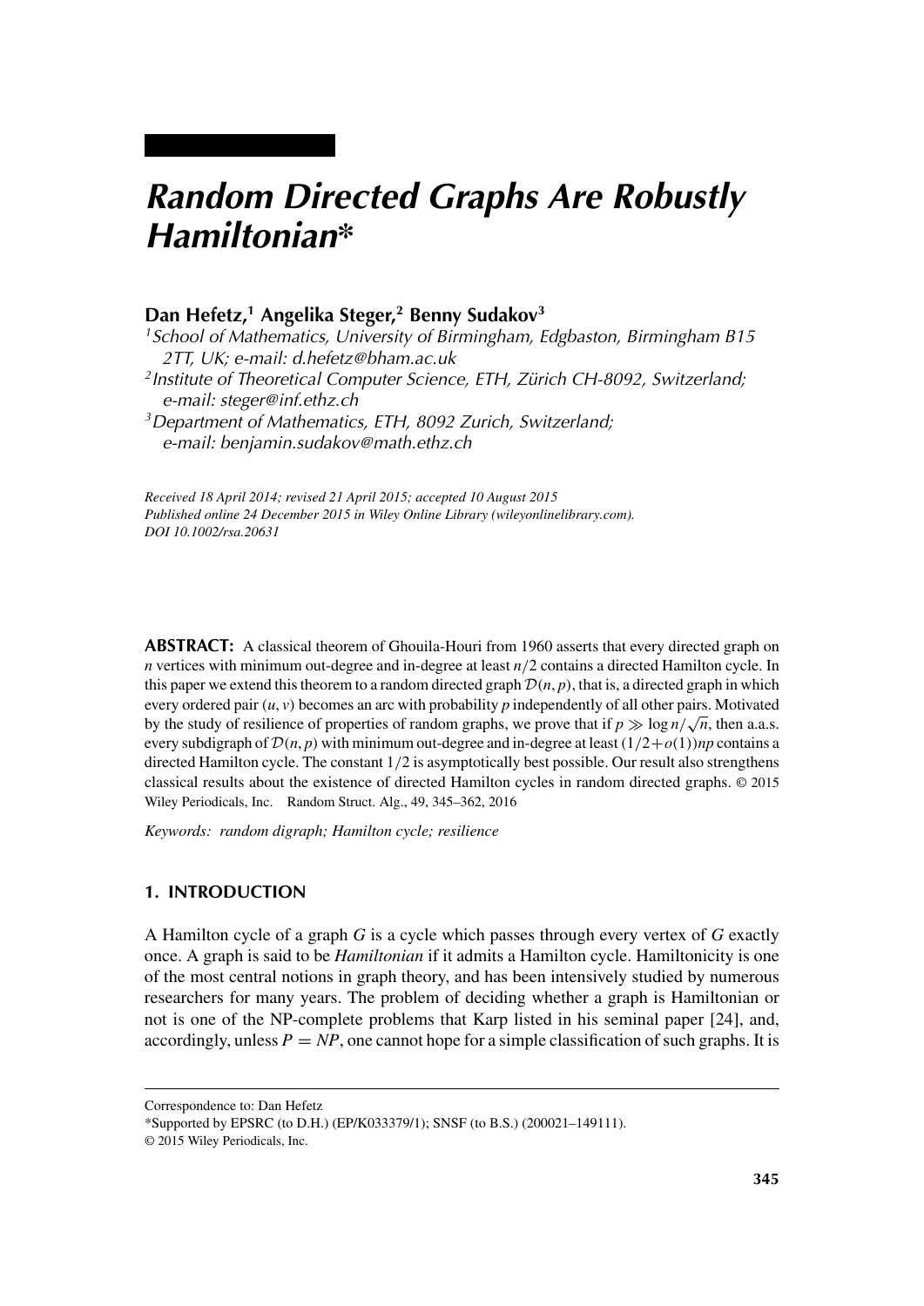# *Random Directed Graphs Are Robustly Hamiltonian**

**Dan Hefetz,[1] Angelika Steger,[2] Benny Sudakov[3]**

[1] *School of Mathematics, University of Birmingham, Edgbaston, Birmingham B15 2TT, UK; e-mail: d.hefetz@bham.ac.uk*

[2] *Institute of Theoretical Computer Science, ETH, Zürich CH-8092, Switzerland; e-mail: steger@inf.ethz.ch*

[3] *Department of Mathematics, ETH, 8092 Zurich, Switzerland; e-mail: benjamin.sudakov@math.ethz.ch*

*Received 18 April 2014; revised 21 April 2015; accepted 10 August 2015*
*Published online 24 December 2015 in Wiley Online Library (wileyonlinelibrary.com).*
*DOI 10.1002/rsa.20631*

**ABSTRACT:** A classical theorem of Ghouila-Houri from 1960 asserts that every directed graph on $n$ vertices with minimum out-degree and in-degree at least $n/2$ contains a directed Hamilton cycle. In this paper we extend this theorem to a random directed graph $\mathcal{D}(n,p)$, that is, a directed graph in which every ordered pair $(u,v)$ becomes an arc with probability $p$ independently of all other pairs. Motivated by the study of resilience of properties of random graphs, we prove that if $p \gg \log n/\sqrt{n}$, then a.a.s. every subdigraph of $\mathcal{D}(n,p)$ with minimum out-degree and in-degree at least $(1/2+o(1))np$ contains a directed Hamilton cycle. The constant $1/2$ is asymptotically best possible. Our result also strengthens classical results about the existence of directed Hamilton cycles in random directed graphs. © 2015 Wiley Periodicals, Inc. Random Struct. Alg., 49, 345–362, 2016

*Keywords: random digraph; Hamilton cycle; resilience*

## 1. INTRODUCTION

A Hamilton cycle of a graph $G$ is a cycle which passes through every vertex of $G$ exactly once. A graph is said to be *Hamiltonian* if it admits a Hamilton cycle. Hamiltonicity is one of the most central notions in graph theory, and has been intensively studied by numerous researchers for many years. The problem of deciding whether a graph is Hamiltonian or not is one of the NP-complete problems that Karp listed in his seminal paper [24], and, accordingly, unless $P = NP$, one cannot hope for a simple classification of such graphs. It is

Correspondence to: Dan Hefetz
*Supported by EPSRC (to D.H.) (EP/K033379/1); SNSF (to B.S.) (200021–149111).
© 2015 Wiley Periodicals, Inc.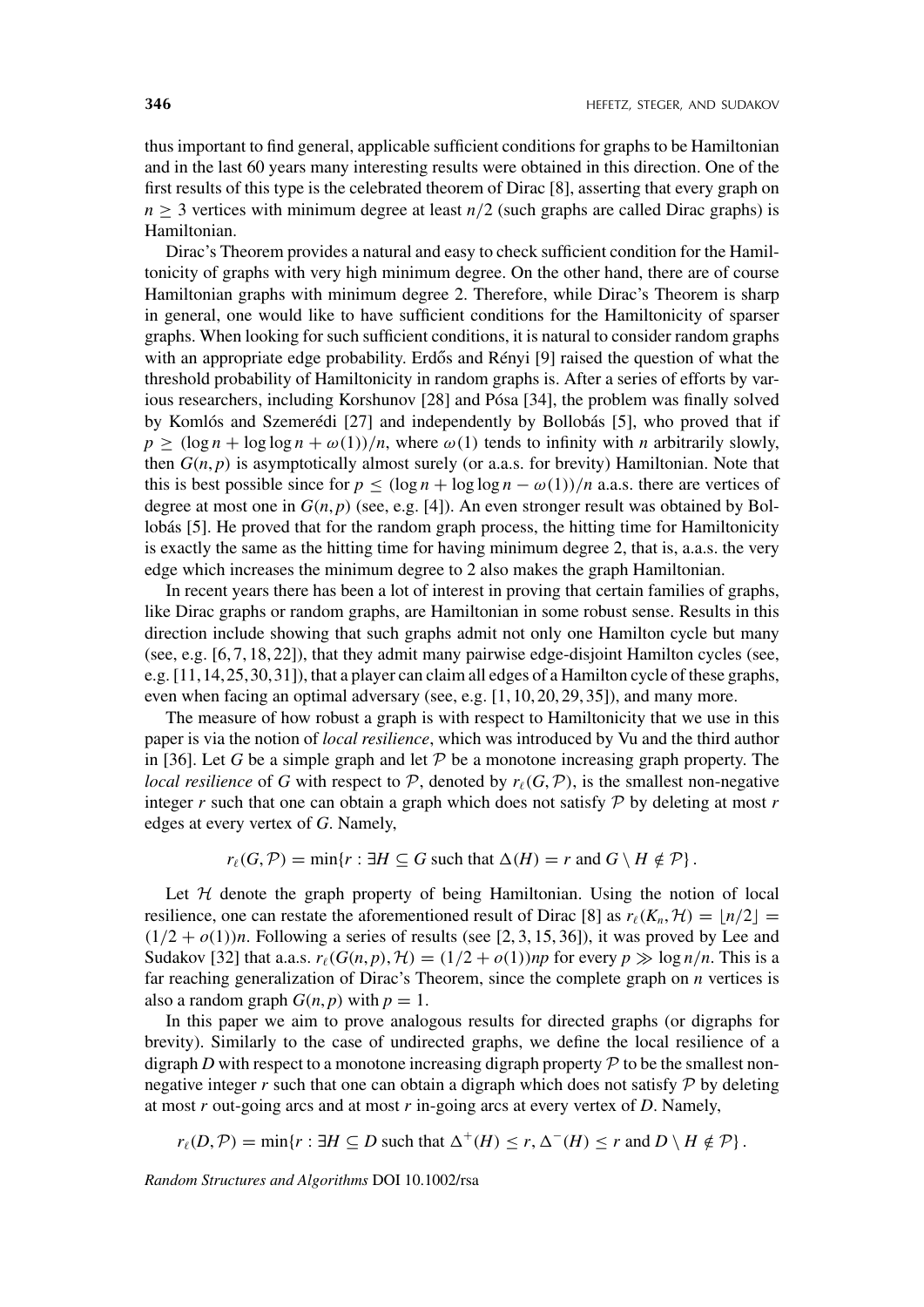thus important to find general, applicable sufficient conditions for graphs to be Hamiltonian and in the last 60 years many interesting results were obtained in this direction. One of the first results of this type is the celebrated theorem of Dirac [8], asserting that every graph on $n \geq 3$ vertices with minimum degree at least $n/2$ (such graphs are called Dirac graphs) is Hamiltonian.

Dirac's Theorem provides a natural and easy to check sufficient condition for the Hamiltonicity of graphs with very high minimum degree. On the other hand, there are of course Hamiltonian graphs with minimum degree 2. Therefore, while Dirac's Theorem is sharp in general, one would like to have sufficient conditions for the Hamiltonicity of sparser graphs. When looking for such sufficient conditions, it is natural to consider random graphs with an appropriate edge probability. Erdős and Rényi [9] raised the question of what the threshold probability of Hamiltonicity in random graphs is. After a series of efforts by various researchers, including Korshunov [28] and Pósa [34], the problem was finally solved by Komlós and Szemerédi [27] and independently by Bollobás [5], who proved that if $p \geq (\log n + \log\log n + \omega(1))/n$, where $\omega(1)$ tends to infinity with $n$ arbitrarily slowly, then $G(n,p)$ is asymptotically almost surely (or a.a.s. for brevity) Hamiltonian. Note that this is best possible since for $p \leq (\log n + \log\log n - \omega(1))/n$ a.a.s. there are vertices of degree at most one in $G(n,p)$ (see, e.g. [4]). An even stronger result was obtained by Bollobás [5]. He proved that for the random graph process, the hitting time for Hamiltonicity is exactly the same as the hitting time for having minimum degree 2, that is, a.a.s. the very edge which increases the minimum degree to 2 also makes the graph Hamiltonian.

In recent years there has been a lot of interest in proving that certain families of graphs, like Dirac graphs or random graphs, are Hamiltonian in some robust sense. Results in this direction include showing that such graphs admit not only one Hamilton cycle but many (see, e.g. [6, 7, 18, 22]), that they admit many pairwise edge-disjoint Hamilton cycles (see, e.g. [11, 14, 25, 30, 31]), that a player can claim all edges of a Hamilton cycle of these graphs, even when facing an optimal adversary (see, e.g. [1, 10, 20, 29, 35]), and many more.

The measure of how robust a graph is with respect to Hamiltonicity that we use in this paper is via the notion of *local resilience*, which was introduced by Vu and the third author in [36]. Let $G$ be a simple graph and let $\mathcal{P}$ be a monotone increasing graph property. The *local resilience* of $G$ with respect to $\mathcal{P}$, denoted by $r_\ell(G,\mathcal{P})$, is the smallest non-negative integer $r$ such that one can obtain a graph which does not satisfy $\mathcal{P}$ by deleting at most $r$ edges at every vertex of $G$. Namely,

$$r_\ell(G,\mathcal{P}) = \min\{r : \exists H \subseteq G \text{ such that } \Delta(H) = r \text{ and } G \setminus H \notin \mathcal{P}\}.$$

Let $\mathcal{H}$ denote the graph property of being Hamiltonian. Using the notion of local resilience, one can restate the aforementioned result of Dirac [8] as $r_\ell(K_n,\mathcal{H}) = \lfloor n/2 \rfloor = (1/2 + o(1))n$. Following a series of results (see [2, 3, 15, 36]), it was proved by Lee and Sudakov [32] that a.a.s. $r_\ell(G(n,p),\mathcal{H}) = (1/2 + o(1))np$ for every $p \gg \log n/n$. This is a far reaching generalization of Dirac's Theorem, since the complete graph on $n$ vertices is also a random graph $G(n,p)$ with $p = 1$.

In this paper we aim to prove analogous results for directed graphs (or digraphs for brevity). Similarly to the case of undirected graphs, we define the local resilience of a digraph $D$ with respect to a monotone increasing digraph property $\mathcal{P}$ to be the smallest non-negative integer $r$ such that one can obtain a digraph which does not satisfy $\mathcal{P}$ by deleting at most $r$ out-going arcs and at most $r$ in-going arcs at every vertex of $D$. Namely,

$$r_\ell(D,\mathcal{P}) = \min\{r : \exists H \subseteq D \text{ such that } \Delta^+(H) \leq r, \Delta^-(H) \leq r \text{ and } D \setminus H \notin \mathcal{P}\}.$$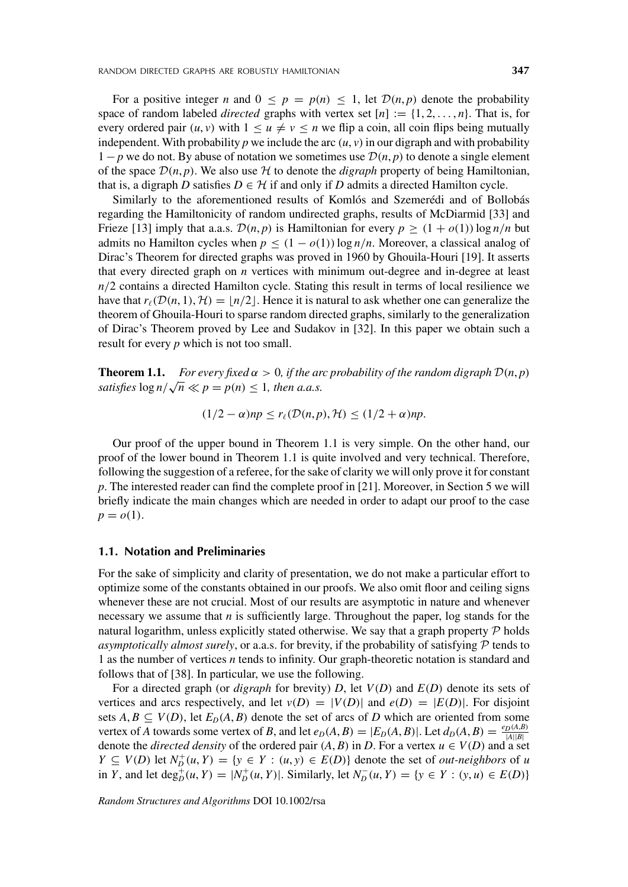For a positive integer $n$ and $0 \leq p = p(n) \leq 1$, let $\mathcal{D}(n,p)$ denote the probability space of random labeled *directed* graphs with vertex set $[n] := \{1, 2, \ldots, n\}$. That is, for every ordered pair $(u, v)$ with $1 \leq u \neq v \leq n$ we flip a coin, all coin flips being mutually independent. With probability $p$ we include the arc $(u, v)$ in our digraph and with probability $1 - p$ we do not. By abuse of notation we sometimes use $\mathcal{D}(n,p)$ to denote a single element of the space $\mathcal{D}(n,p)$. We also use $\mathcal{H}$ to denote the *digraph* property of being Hamiltonian, that is, a digraph $D$ satisfies $D \in \mathcal{H}$ if and only if $D$ admits a directed Hamilton cycle.

Similarly to the aforementioned results of Komlós and Szemerédi and of Bollobás regarding the Hamiltonicity of random undirected graphs, results of McDiarmid [33] and Frieze [13] imply that a.a.s. $\mathcal{D}(n,p)$ is Hamiltonian for every $p \geq (1 + o(1)) \log n/n$ but admits no Hamilton cycles when $p \leq (1 - o(1)) \log n/n$. Moreover, a classical analog of Dirac's Theorem for directed graphs was proved in 1960 by Ghouila-Houri [19]. It asserts that every directed graph on $n$ vertices with minimum out-degree and in-degree at least $n/2$ contains a directed Hamilton cycle. Stating this result in terms of local resilience we have that $r_\ell(\mathcal{D}(n,1), \mathcal{H}) = \lfloor n/2 \rfloor$. Hence it is natural to ask whether one can generalize the theorem of Ghouila-Houri to sparse random directed graphs, similarly to the generalization of Dirac's Theorem proved by Lee and Sudakov in [32]. In this paper we obtain such a result for every $p$ which is not too small.

**Theorem 1.1.** *For every fixed $\alpha > 0$, if the arc probability of the random digraph $\mathcal{D}(n,p)$ satisfies $\log n/\sqrt{n} \ll p = p(n) \leq 1$, then a.a.s.*

$$(1/2 - \alpha)np \leq r_\ell(\mathcal{D}(n,p), \mathcal{H}) \leq (1/2 + \alpha)np.$$

Our proof of the upper bound in Theorem 1.1 is very simple. On the other hand, our proof of the lower bound in Theorem 1.1 is quite involved and very technical. Therefore, following the suggestion of a referee, for the sake of clarity we will only prove it for constant $p$. The interested reader can find the complete proof in [21]. Moreover, in Section 5 we will briefly indicate the main changes which are needed in order to adapt our proof to the case $p = o(1)$.

### 1.1. Notation and Preliminaries

For the sake of simplicity and clarity of presentation, we do not make a particular effort to optimize some of the constants obtained in our proofs. We also omit floor and ceiling signs whenever these are not crucial. Most of our results are asymptotic in nature and whenever necessary we assume that $n$ is sufficiently large. Throughout the paper, log stands for the natural logarithm, unless explicitly stated otherwise. We say that a graph property $\mathcal{P}$ holds *asymptotically almost surely*, or a.a.s. for brevity, if the probability of satisfying $\mathcal{P}$ tends to 1 as the number of vertices $n$ tends to infinity. Our graph-theoretic notation is standard and follows that of [38]. In particular, we use the following.

For a directed graph (or *digraph* for brevity) $D$, let $V(D)$ and $E(D)$ denote its sets of vertices and arcs respectively, and let $v(D) = |V(D)|$ and $e(D) = |E(D)|$. For disjoint sets $A, B \subseteq V(D)$, let $E_D(A, B)$ denote the set of arcs of $D$ which are oriented from some vertex of $A$ towards some vertex of $B$, and let $e_D(A, B) = |E_D(A, B)|$. Let $d_D(A, B) = \frac{e_D(A,B)}{|A||B|}$ denote the *directed density* of the ordered pair $(A, B)$ in $D$. For a vertex $u \in V(D)$ and a set $Y \subseteq V(D)$ let $N_D^+(u, Y) = \{y \in Y : (u, y) \in E(D)\}$ denote the set of *out-neighbors* of $u$ in $Y$, and let $\deg_D^+(u, Y) = |N_D^+(u, Y)|$. Similarly, let $N_D^-(u, Y) = \{y \in Y : (y, u) \in E(D)\}$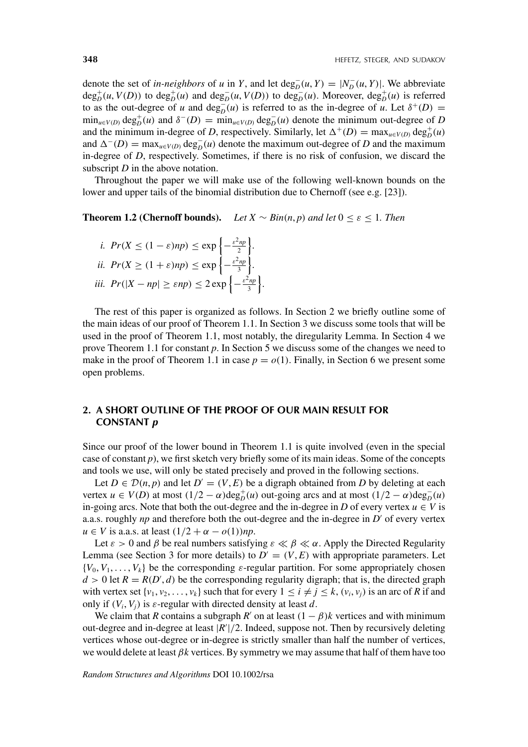denote the set of *in-neighbors* of $u$ in $Y$, and let $\deg_D^-(u, Y) = |N_D^-(u, Y)|$. We abbreviate $\deg_D^+(u, V(D))$ to $\deg_D^+(u)$ and $\deg_D^-(u, V(D))$ to $\deg_D^-(u)$. Moreover, $\deg_D^+(u)$ is referred to as the out-degree of $u$ and $\deg_D^-(u)$ is referred to as the in-degree of $u$. Let $\delta^+(D) = \min_{u \in V(D)} \deg_D^+(u)$ and $\delta^-(D) = \min_{u \in V(D)} \deg_D^-(u)$ denote the minimum out-degree of $D$ and the minimum in-degree of $D$, respectively. Similarly, let $\Delta^+(D) = \max_{u \in V(D)} \deg_D^+(u)$ and $\Delta^-(D) = \max_{u \in V(D)} \deg_D^-(u)$ denote the maximum out-degree of $D$ and the maximum in-degree of $D$, respectively. Sometimes, if there is no risk of confusion, we discard the subscript $D$ in the above notation.

Throughout the paper we will make use of the following well-known bounds on the lower and upper tails of the binomial distribution due to Chernoff (see e.g. [23]).

**Theorem 1.2 (Chernoff bounds).** *Let $X \sim Bin(n, p)$ and let $0 \le \varepsilon \le 1$. Then*

*i.* $Pr(X \le (1-\varepsilon)np) \le \exp\left\{-\frac{\varepsilon^2 np}{2}\right\}$.

*ii.* $Pr(X \ge (1+\varepsilon)np) \le \exp\left\{-\frac{\varepsilon^2 np}{3}\right\}$.

*iii.* $Pr(|X - np| \ge \varepsilon np) \le 2\exp\left\{-\frac{\varepsilon^2 np}{3}\right\}$.

The rest of this paper is organized as follows. In Section 2 we briefly outline some of the main ideas of our proof of the Theorem 1.1. In Section 3 we discuss some tools that will be used in the proof of Theorem 1.1, most notably, the diregularity Lemma. In Section 4 we prove Theorem 1.1 for constant $p$. In Section 5 we discuss some of the changes we need to make in the proof of Theorem 1.1 in case $p = o(1)$. Finally, in Section 6 we present some open problems.

## 2. A SHORT OUTLINE OF THE PROOF OF OUR MAIN RESULT FOR CONSTANT $p$

Since our proof of the lower bound in Theorem 1.1 is quite involved (even in the special case of constant $p$), we first sketch very briefly some of its main ideas. Some of the concepts and tools we use, will only be stated precisely and proved in the following sections.

Let $D \in \mathcal{D}(n, p)$ and let $D' = (V, E)$ be a digraph obtained from $D$ by deleting at each vertex $u \in V(D)$ at most $(1/2 - \alpha)\deg_D^+(u)$ out-going arcs and at most $(1/2 - \alpha)\deg_D^-(u)$ in-going arcs. Note that both the out-degree and the in-degree in $D$ of every vertex $u \in V$ is a.a.s. roughly $np$ and therefore both the out-degree and the in-degree in $D'$ of every vertex $u \in V$ is a.a.s. at least $(1/2 + \alpha - o(1))np$.

Let $\varepsilon > 0$ and $\beta$ be real numbers satisfying $\varepsilon \ll \beta \ll \alpha$. Apply the Directed Regularity Lemma (see Section 3 for more details) to $D' = (V, E)$ with appropriate parameters. Let $\{V_0, V_1, \ldots, V_k\}$ be the corresponding $\varepsilon$-regular partition. For some appropriately chosen $d > 0$ let $R = R(D', d)$ be the corresponding regularity digraph; that is, the directed graph with vertex set $\{v_1, v_2, \ldots, v_k\}$ such that for every $1 \le i \ne j \le k$, $(v_i, v_j)$ is an arc of $R$ if and only if $(V_i, V_j)$ is $\varepsilon$-regular with directed density at least $d$.

We claim that $R$ contains a subgraph $R'$ on at least $(1-\beta)k$ vertices and with minimum out-degree and in-degree at least $|R'|/2$. Indeed, suppose not. Then by recursively deleting vertices whose out-degree or in-degree is strictly smaller than half the number of vertices, we would delete at least $\beta k$ vertices. By symmetry we may assume that half of them have too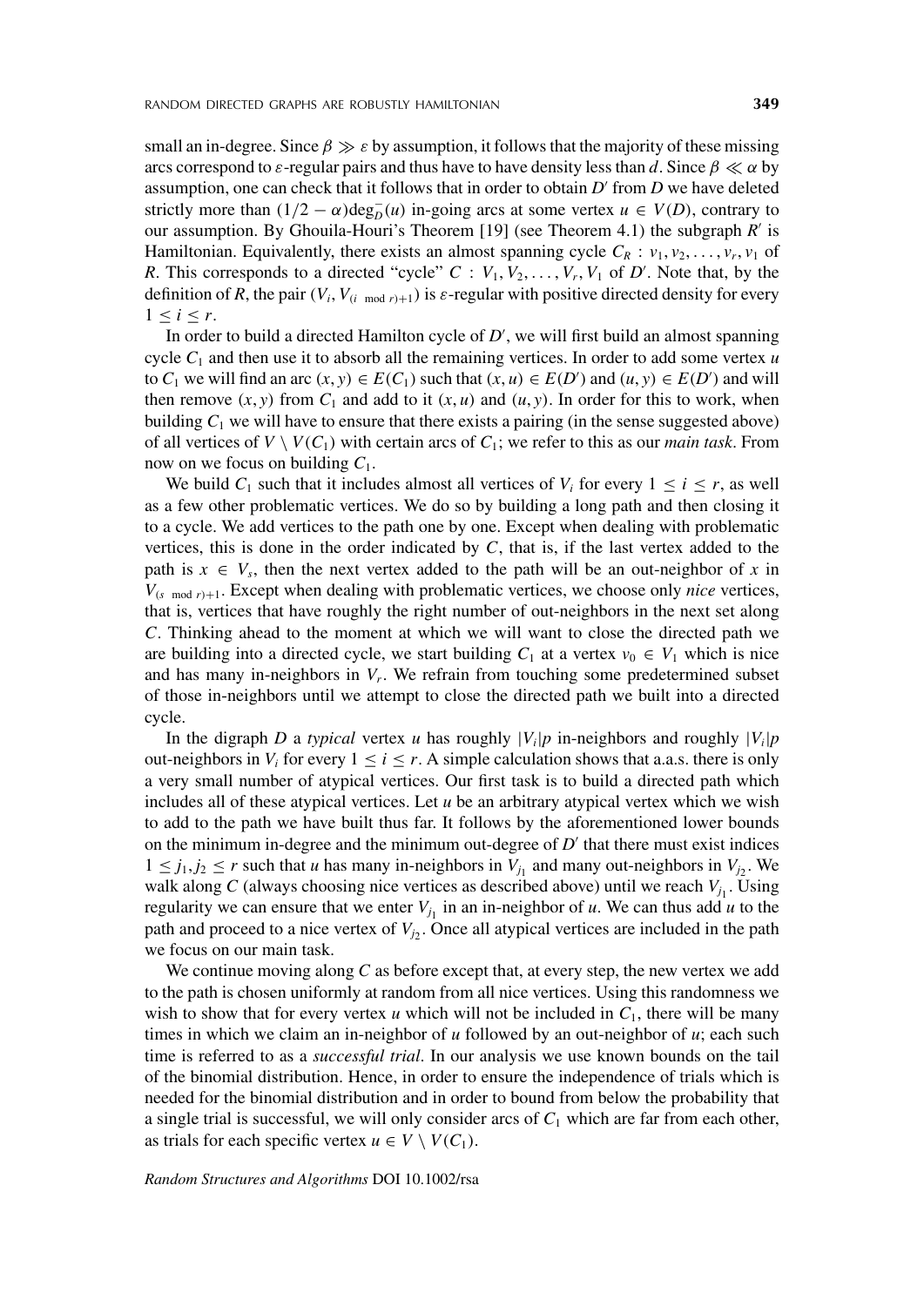small an in-degree. Since $\beta \gg \varepsilon$ by assumption, it follows that the majority of these missing arcs correspond to $\varepsilon$-regular pairs and thus have to have density less than $d$. Since $\beta \ll \alpha$ by assumption, one can check that it follows that in order to obtain $D'$ from $D$ we have deleted strictly more than $(1/2 - \alpha)\deg_D^-(u)$ in-going arcs at some vertex $u \in V(D)$, contrary to our assumption. By Ghouila-Houri's Theorem [19] (see Theorem 4.1) the subgraph $R'$ is Hamiltonian. Equivalently, there exists an almost spanning cycle $C_R : v_1, v_2, \ldots, v_r, v_1$ of $R$. This corresponds to a directed "cycle" $C : V_1, V_2, \ldots, V_r, V_1$ of $D'$. Note that, by the definition of $R$, the pair $(V_i, V_{(i \bmod r)+1})$ is $\varepsilon$-regular with positive directed density for every $1 \leq i \leq r$.

In order to build a directed Hamilton cycle of $D'$, we will first build an almost spanning cycle $C_1$ and then use it to absorb all the remaining vertices. In order to add some vertex $u$ to $C_1$ we will find an arc $(x, y) \in E(C_1)$ such that $(x, u) \in E(D')$ and $(u, y) \in E(D')$ and will then remove $(x, y)$ from $C_1$ and add to it $(x, u)$ and $(u, y)$. In order for this to work, when building $C_1$ we will have to ensure that there exists a pairing (in the sense suggested above) of all vertices of $V \setminus V(C_1)$ with certain arcs of $C_1$; we refer to this as our *main task*. From now on we focus on building $C_1$.

We build $C_1$ such that it includes almost all vertices of $V_i$ for every $1 \leq i \leq r$, as well as a few other problematic vertices. We do so by building a long path and then closing it to a cycle. We add vertices to the path one by one. Except when dealing with problematic vertices, this is done in the order indicated by $C$, that is, if the last vertex added to the path is $x \in V_s$, then the next vertex added to the path will be an out-neighbor of $x$ in $V_{(s \bmod r)+1}$. Except when dealing with problematic vertices, we choose only *nice* vertices, that is, vertices that have roughly the right number of out-neighbors in the next set along $C$. Thinking ahead to the moment at which we will want to close the directed path we are building into a directed cycle, we start building $C_1$ at a vertex $v_0 \in V_1$ which is nice and has many in-neighbors in $V_r$. We refrain from touching some predetermined subset of those in-neighbors until we attempt to close the directed path we built into a directed cycle.

In the digraph $D$ a *typical* vertex $u$ has roughly $|V_i|p$ in-neighbors and roughly $|V_i|p$ out-neighbors in $V_i$ for every $1 \leq i \leq r$. A simple calculation shows that a.a.s. there is only a very small number of atypical vertices. Our first task is to build a directed path which includes all of these atypical vertices. Let $u$ be an arbitrary atypical vertex which we wish to add to the path we have built thus far. It follows by the aforementioned lower bounds on the minimum in-degree and the minimum out-degree of $D'$ that there must exist indices $1 \leq j_1, j_2 \leq r$ such that $u$ has many in-neighbors in $V_{j_1}$ and many out-neighbors in $V_{j_2}$. We walk along $C$ (always choosing nice vertices as described above) until we reach $V_{j_1}$. Using regularity we can ensure that we enter $V_{j_1}$ in an in-neighbor of $u$. We can thus add $u$ to the path and proceed to a nice vertex of $V_{j_2}$. Once all atypical vertices are included in the path we focus on our main task.

We continue moving along $C$ as before except that, at every step, the new vertex we add to the path is chosen uniformly at random from all nice vertices. Using this randomness we wish to show that for every vertex $u$ which will not be included in $C_1$, there will be many times in which we claim an in-neighbor of $u$ followed by an out-neighbor of $u$; each such time is referred to as a *successful trial*. In our analysis we use known bounds on the tail of the binomial distribution. Hence, in order to ensure the independence of trials which is needed for the binomial distribution and in order to bound from below the probability that a single trial is successful, we will only consider arcs of $C_1$ which are far from each other, as trials for each specific vertex $u \in V \setminus V(C_1)$.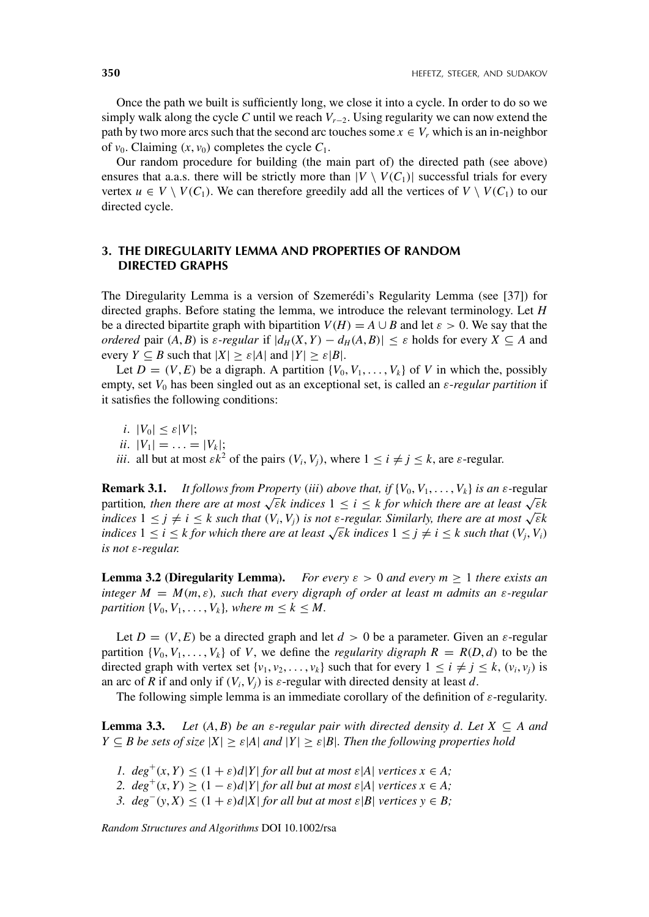Once the path we built is sufficiently long, we close it into a cycle. In order to do so we simply walk along the cycle $C$ until we reach $V_{r-2}$. Using regularity we can now extend the path by two more arcs such that the second arc touches some $x \in V_r$ which is an in-neighbor of $v_0$. Claiming $(x, v_0)$ completes the cycle $C_1$.

Our random procedure for building (the main part of) the directed path (see above) ensures that a.a.s. there will be strictly more than $|V \setminus V(C_1)|$ successful trials for every vertex $u \in V \setminus V(C_1)$. We can therefore greedily add all the vertices of $V \setminus V(C_1)$ to our directed cycle.

## 3. THE DIREGULARITY LEMMA AND PROPERTIES OF RANDOM DIRECTED GRAPHS

The Diregularity Lemma is a version of Szemerédi's Regularity Lemma (see [37]) for directed graphs. Before stating the lemma, we introduce the relevant terminology. Let $H$ be a directed bipartite graph with bipartition $V(H) = A \cup B$ and let $\varepsilon > 0$. We say that the *ordered* pair $(A, B)$ is *$\varepsilon$-regular* if $|d_H(X, Y) - d_H(A, B)| \leq \varepsilon$ holds for every $X \subseteq A$ and every $Y \subseteq B$ such that $|X| \geq \varepsilon|A|$ and $|Y| \geq \varepsilon|B|$.

Let $D = (V, E)$ be a digraph. A partition $\{V_0, V_1, \ldots, V_k\}$ of $V$ in which the, possibly empty, set $V_0$ has been singled out as an exceptional set, is called an *$\varepsilon$-regular partition* if it satisfies the following conditions:

*i*. $|V_0| \leq \varepsilon|V|$;
*ii*. $|V_1| = \ldots = |V_k|$;
*iii*. all but at most $\varepsilon k^2$ of the pairs $(V_i, V_j)$, where $1 \leq i \neq j \leq k$, are $\varepsilon$-regular.

**Remark 3.1.** *It follows from Property (iii) above that, if $\{V_0, V_1, \ldots, V_k\}$ is an $\varepsilon$-regular partition, then there are at most $\sqrt{\varepsilon}k$ indices $1 \leq i \leq k$ for which there are at least $\sqrt{\varepsilon}k$ indices $1 \leq j \neq i \leq k$ such that $(V_i, V_j)$ is not $\varepsilon$-regular. Similarly, there are at most $\sqrt{\varepsilon}k$ indices $1 \leq i \leq k$ for which there are at least $\sqrt{\varepsilon}k$ indices $1 \leq j \neq i \leq k$ such that $(V_j, V_i)$ is not $\varepsilon$-regular.*

**Lemma 3.2 (Diregularity Lemma).** *For every $\varepsilon > 0$ and every $m \geq 1$ there exists an integer $M = M(m, \varepsilon)$, such that every digraph of order at least $m$ admits an $\varepsilon$-regular partition $\{V_0, V_1, \ldots, V_k\}$, where $m \leq k \leq M$.*

Let $D = (V, E)$ be a directed graph and let $d > 0$ be a parameter. Given an $\varepsilon$-regular partition $\{V_0, V_1, \ldots, V_k\}$ of $V$, we define the *regularity digraph* $R = R(D, d)$ to be the directed graph with vertex set $\{v_1, v_2, \ldots, v_k\}$ such that for every $1 \leq i \neq j \leq k$, $(v_i, v_j)$ is an arc of $R$ if and only if $(V_i, V_j)$ is $\varepsilon$-regular with directed density at least $d$.

The following simple lemma is an immediate corollary of the definition of $\varepsilon$-regularity.

**Lemma 3.3.** *Let $(A, B)$ be an $\varepsilon$-regular pair with directed density $d$. Let $X \subseteq A$ and $Y \subseteq B$ be sets of size $|X| \geq \varepsilon|A|$ and $|Y| \geq \varepsilon|B|$. Then the following properties hold*

1. $deg^+(x, Y) \leq (1 + \varepsilon)d|Y|$ *for all but at most $\varepsilon|A|$ vertices $x \in A$;*
2. $deg^+(x, Y) \geq (1 - \varepsilon)d|Y|$ *for all but at most $\varepsilon|A|$ vertices $x \in A$;*
3. $deg^-(y, X) \leq (1 + \varepsilon)d|X|$ *for all but at most $\varepsilon|B|$ vertices $y \in B$;*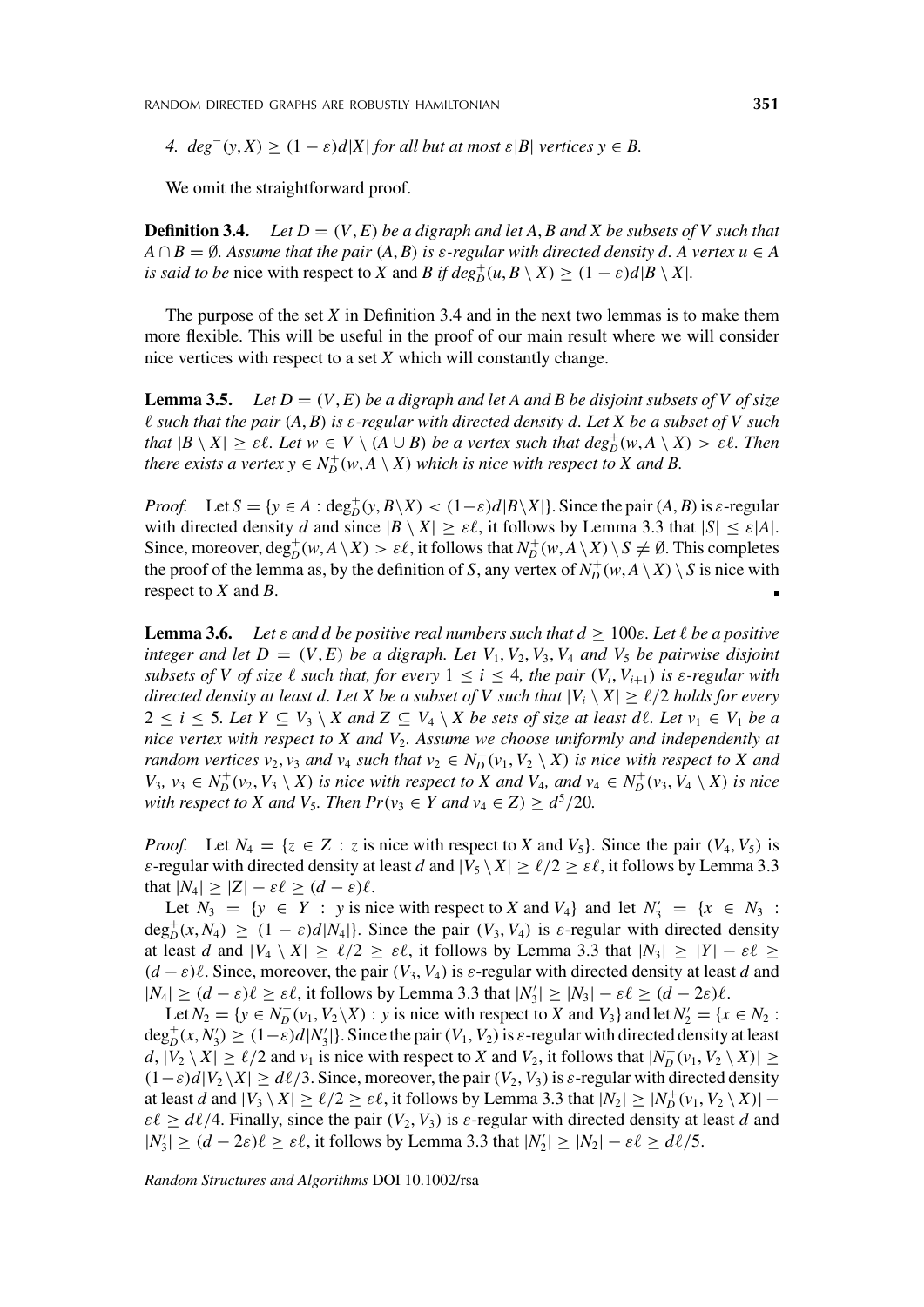*4.* $deg^-(y, X) \geq (1 - \varepsilon)d|X|$ *for all but at most* $\varepsilon|B|$ *vertices* $y \in B$.

We omit the straightforward proof.

**Definition 3.4.** *Let* $D = (V, E)$ *be a digraph and let* $A, B$ *and* $X$ *be subsets of* $V$ *such that* $A \cap B = \emptyset$. *Assume that the pair* $(A, B)$ *is* $\varepsilon$*-regular with directed density* $d$. *A vertex* $u \in A$ *is said to be* nice with respect to $X$ and $B$ *if* $deg_D^+(u, B \setminus X) \geq (1 - \varepsilon)d|B \setminus X|$.

The purpose of the set $X$ in Definition 3.4 and in the next two lemmas is to make them more flexible. This will be useful in the proof of our main result where we will consider nice vertices with respect to a set $X$ which will constantly change.

**Lemma 3.5.** *Let* $D = (V, E)$ *be a digraph and let* $A$ *and* $B$ *be disjoint subsets of* $V$ *of size* $\ell$ *such that the pair* $(A, B)$ *is* $\varepsilon$*-regular with directed density* $d$. *Let* $X$ *be a subset of* $V$ *such that* $|B \setminus X| \geq \varepsilon\ell$. *Let* $w \in V \setminus (A \cup B)$ *be a vertex such that* $deg_D^+(w, A \setminus X) > \varepsilon\ell$. *Then there exists a vertex* $y \in N_D^+(w, A \setminus X)$ *which is nice with respect to* $X$ *and* $B$.

*Proof.* Let $S = \{y \in A : \deg_D^+(y, B \setminus X) < (1-\varepsilon)d|B \setminus X|\}$. Since the pair $(A, B)$ is $\varepsilon$-regular with directed density $d$ and since $|B \setminus X| \geq \varepsilon\ell$, it follows by Lemma 3.3 that $|S| \leq \varepsilon|A|$. Since, moreover, $\deg_D^+(w, A \setminus X) > \varepsilon\ell$, it follows that $N_D^+(w, A \setminus X) \setminus S \neq \emptyset$. This completes the proof of the lemma as, by the definition of $S$, any vertex of $N_D^+(w, A \setminus X) \setminus S$ is nice with respect to $X$ and $B$. ∎

**Lemma 3.6.** *Let* $\varepsilon$ *and* $d$ *be positive real numbers such that* $d \geq 100\varepsilon$. *Let* $\ell$ *be a positive integer and let* $D = (V, E)$ *be a digraph. Let* $V_1, V_2, V_3, V_4$ *and* $V_5$ *be pairwise disjoint subsets of* $V$ *of size* $\ell$ *such that, for every* $1 \leq i \leq 4$, *the pair* $(V_i, V_{i+1})$ *is* $\varepsilon$*-regular with directed density at least* $d$. *Let* $X$ *be a subset of* $V$ *such that* $|V_i \setminus X| \geq \ell/2$ *holds for every* $2 \leq i \leq 5$. *Let* $Y \subseteq V_3 \setminus X$ *and* $Z \subseteq V_4 \setminus X$ *be sets of size at least* $d\ell$. *Let* $v_1 \in V_1$ *be a nice vertex with respect to* $X$ *and* $V_2$. *Assume we choose uniformly and independently at random vertices* $v_2, v_3$ *and* $v_4$ *such that* $v_2 \in N_D^+(v_1, V_2 \setminus X)$ *is nice with respect to* $X$ *and* $V_3$, $v_3 \in N_D^+(v_2, V_3 \setminus X)$ *is nice with respect to* $X$ *and* $V_4$, *and* $v_4 \in N_D^+(v_3, V_4 \setminus X)$ *is nice with respect to* $X$ *and* $V_5$. *Then* $Pr(v_3 \in Y \text{ and } v_4 \in Z) \geq d^5/20$.

*Proof.* Let $N_4 = \{z \in Z : z \text{ is nice with respect to } X \text{ and } V_5\}$. Since the pair $(V_4, V_5)$ is $\varepsilon$-regular with directed density at least $d$ and $|V_5 \setminus X| \geq \ell/2 \geq \varepsilon\ell$, it follows by Lemma 3.3 that $|N_4| \geq |Z| - \varepsilon\ell \geq (d - \varepsilon)\ell$.

Let $N_3 = \{y \in Y : y \text{ is nice with respect to } X \text{ and } V_4\}$ and let $N_3' = \{x \in N_3 : \deg_D^+(x, N_4) \geq (1 - \varepsilon)d|N_4|\}$. Since the pair $(V_3, V_4)$ is $\varepsilon$-regular with directed density at least $d$ and $|V_4 \setminus X| \geq \ell/2 \geq \varepsilon\ell$, it follows by Lemma 3.3 that $|N_3| \geq |Y| - \varepsilon\ell \geq (d - \varepsilon)\ell$. Since, moreover, the pair $(V_3, V_4)$ is $\varepsilon$-regular with directed density at least $d$ and $|N_4| \geq (d - \varepsilon)\ell \geq \varepsilon\ell$, it follows by Lemma 3.3 that $|N_3'| \geq |N_3| - \varepsilon\ell \geq (d - 2\varepsilon)\ell$.

Let $N_2 = \{y \in N_D^+(v_1, V_2 \setminus X) : y \text{ is nice with respect to } X \text{ and } V_3\}$ and let $N_2' = \{x \in N_2 : \deg_D^+(x, N_3') \geq (1-\varepsilon)d|N_3'|\}$. Since the pair $(V_1, V_2)$ is $\varepsilon$-regular with directed density at least $d$, $|V_2 \setminus X| \geq \ell/2$ and $v_1$ is nice with respect to $X$ and $V_2$, it follows that $|N_D^+(v_1, V_2 \setminus X)| \geq (1-\varepsilon)d|V_2 \setminus X| \geq d\ell/3$. Since, moreover, the pair $(V_2, V_3)$ is $\varepsilon$-regular with directed density at least $d$ and $|V_3 \setminus X| \geq \ell/2 \geq \varepsilon\ell$, it follows by Lemma 3.3 that $|N_2| \geq |N_D^+(v_1, V_2 \setminus X)| - \varepsilon\ell \geq d\ell/4$. Finally, since the pair $(V_2, V_3)$ is $\varepsilon$-regular with directed density at least $d$ and $|N_3'| \geq (d - 2\varepsilon)\ell \geq \varepsilon\ell$, it follows by Lemma 3.3 that $|N_2'| \geq |N_2| - \varepsilon\ell \geq d\ell/5$.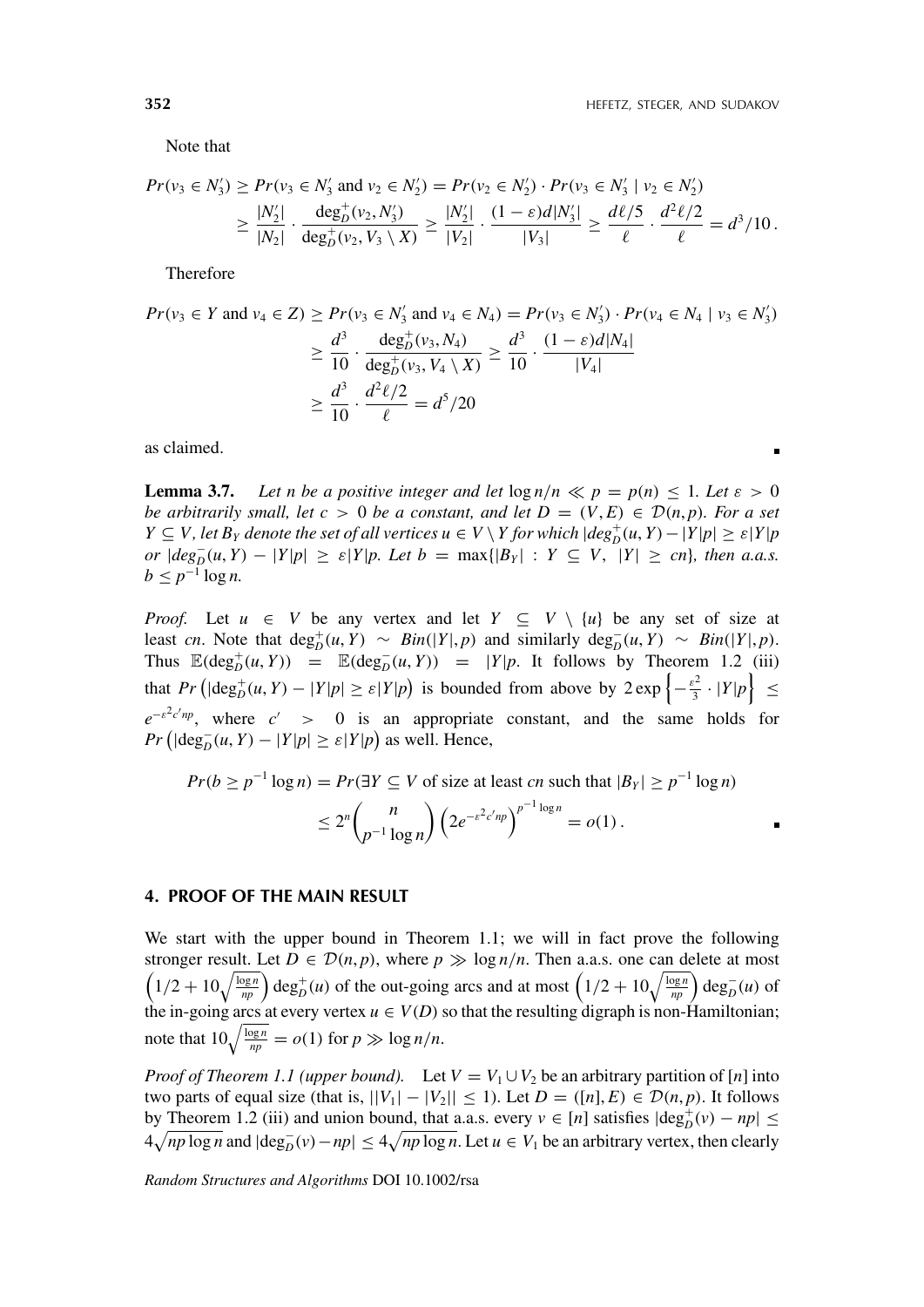Note that

$$
\begin{aligned}
Pr(v_3 \in N_3') &\geq Pr(v_3 \in N_3' \text{ and } v_2 \in N_2') = Pr(v_2 \in N_2') \cdot Pr(v_3 \in N_3' \mid v_2 \in N_2') \\
&\geq \frac{|N_2'|}{|N_2|} \cdot \frac{\deg_D^+(v_2, N_3')}{\deg_D^+(v_2, V_3 \setminus X)} \geq \frac{|N_2'|}{|V_2|} \cdot \frac{(1-\varepsilon)d|N_3'|}{|V_3|} \geq \frac{d\ell/5}{\ell} \cdot \frac{d^2\ell/2}{\ell} = d^3/10\,.
\end{aligned}
$$

Therefore

$$
\begin{aligned}
Pr(v_3 \in Y \text{ and } v_4 \in Z) &\geq Pr(v_3 \in N_3' \text{ and } v_4 \in N_4) = Pr(v_3 \in N_3') \cdot Pr(v_4 \in N_4 \mid v_3 \in N_3') \\
&\geq \frac{d^3}{10} \cdot \frac{\deg_D^+(v_3, N_4)}{\deg_D^+(v_3, V_4 \setminus X)} \geq \frac{d^3}{10} \cdot \frac{(1-\varepsilon)d|N_4|}{|V_4|} \\
&\geq \frac{d^3}{10} \cdot \frac{d^2\ell/2}{\ell} = d^5/20
\end{aligned}
$$

as claimed. ∎

**Lemma 3.7.** *Let $n$ be a positive integer and let $\log n/n \ll p = p(n) \leq 1$. Let $\varepsilon > 0$ be arbitrarily small, let $c > 0$ be a constant, and let $D = (V, E) \in \mathcal{D}(n, p)$. For a set $Y \subseteq V$, let $B_Y$ denote the set of all vertices $u \in V \setminus Y$ for which $|deg_D^+(u, Y) - |Y|p| \geq \varepsilon|Y|p$ or $|deg_D^-(u, Y) - |Y|p| \geq \varepsilon|Y|p$. Let $b = \max\{|B_Y| : Y \subseteq V, \ |Y| \geq cn\}$, then a.a.s. $b \leq p^{-1}\log n$.*

*Proof.* Let $u \in V$ be any vertex and let $Y \subseteq V \setminus \{u\}$ be any set of size at least $cn$. Note that $\deg_D^+(u, Y) \sim Bin(|Y|, p)$ and similarly $\deg_D^-(u, Y) \sim Bin(|Y|, p)$. Thus $\mathbb{E}(\deg_D^+(u, Y)) = \mathbb{E}(\deg_D^-(u, Y)) = |Y|p$. It follows by Theorem 1.2 (iii) that $Pr\left(|\deg_D^+(u, Y) - |Y|p| \geq \varepsilon|Y|p\right)$ is bounded from above by $2\exp\left\{-\frac{\varepsilon^2}{3} \cdot |Y|p\right\} \leq e^{-\varepsilon^2 c' np}$, where $c' > 0$ is an appropriate constant, and the same holds for $Pr\left(|\deg_D^-(u, Y) - |Y|p| \geq \varepsilon|Y|p\right)$ as well. Hence,

$$
\begin{aligned}
Pr(b \geq p^{-1}\log n) &= Pr(\exists Y \subseteq V \text{ of size at least } cn \text{ such that } |B_Y| \geq p^{-1}\log n) \\
&\leq 2^n \binom{n}{p^{-1}\log n} \left(2e^{-\varepsilon^2 c' np}\right)^{p^{-1}\log n} = o(1)\,.
\end{aligned}
$$

∎

## 4. PROOF OF THE MAIN RESULT

We start with the upper bound in Theorem 1.1; we will in fact prove the following stronger result. Let $D \in \mathcal{D}(n, p)$, where $p \gg \log n/n$. Then a.a.s. one can delete at most $\left(1/2 + 10\sqrt{\frac{\log n}{np}}\right)\deg_D^+(u)$ of the out-going arcs and at most $\left(1/2 + 10\sqrt{\frac{\log n}{np}}\right)\deg_D^-(u)$ of the in-going arcs at every vertex $u \in V(D)$ so that the resulting digraph is non-Hamiltonian; note that $10\sqrt{\frac{\log n}{np}} = o(1)$ for $p \gg \log n/n$.

*Proof of Theorem 1.1 (upper bound).* Let $V = V_1 \cup V_2$ be an arbitrary partition of $[n]$ into two parts of equal size (that is, $||V_1| - |V_2|| \leq 1$). Let $D = ([n], E) \in \mathcal{D}(n, p)$. It follows by Theorem 1.2 (iii) and union bound, that a.a.s. every $v \in [n]$ satisfies $|\deg_D^+(v) - np| \leq 4\sqrt{np\log n}$ and $|\deg_D^-(v) - np| \leq 4\sqrt{np\log n}$. Let $u \in V_1$ be an arbitrary vertex, then clearly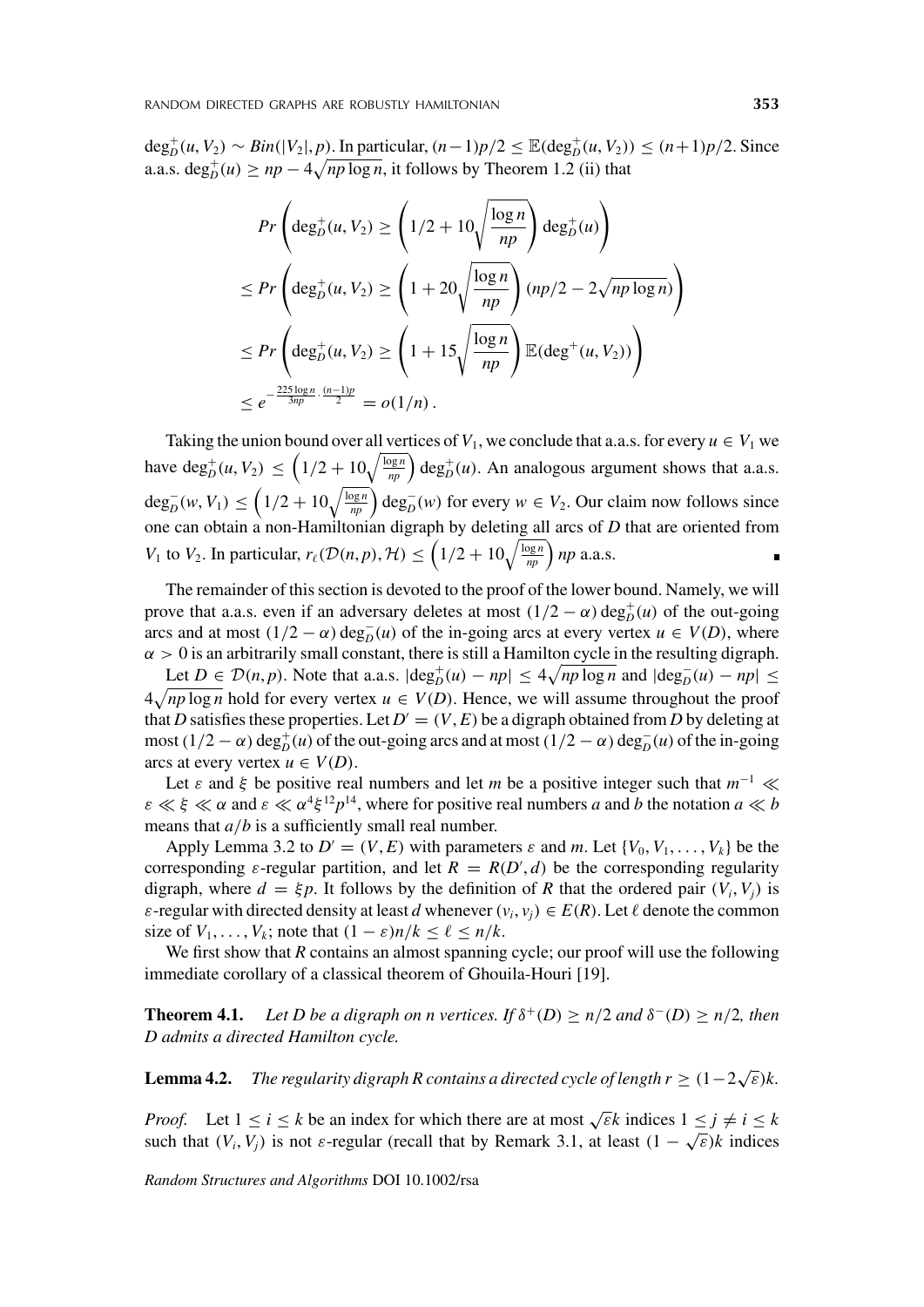$\deg^+_D(u, V_2) \sim Bin(|V_2|, p)$. In particular, $(n-1)p/2 \le \mathbb{E}(\deg^+_D(u, V_2)) \le (n+1)p/2$. Since a.a.s. $\deg^+_D(u) \ge np - 4\sqrt{np \log n}$, it follows by Theorem 1.2 (ii) that

$$
\begin{aligned}
&Pr\left(\deg^+_D(u, V_2) \ge \left(1/2 + 10\sqrt{\frac{\log n}{np}}\right)\deg^+_D(u)\right) \\
&\le Pr\left(\deg^+_D(u, V_2) \ge \left(1 + 20\sqrt{\frac{\log n}{np}}\right)(np/2 - 2\sqrt{np \log n})\right) \\
&\le Pr\left(\deg^+_D(u, V_2) \ge \left(1 + 15\sqrt{\frac{\log n}{np}}\right)\mathbb{E}(\deg^+(u, V_2))\right) \\
&\le e^{-\frac{225 \log n}{3np} \cdot \frac{(n-1)p}{2}} = o(1/n).
\end{aligned}
$$

Taking the union bound over all vertices of $V_1$, we conclude that a.a.s. for every $u \in V_1$ we have $\deg^+_D(u, V_2) \le \left(1/2 + 10\sqrt{\frac{\log n}{np}}\right)\deg^+_D(u)$. An analogous argument shows that a.a.s. $\deg^-_D(w, V_1) \le \left(1/2 + 10\sqrt{\frac{\log n}{np}}\right)\deg^-_D(w)$ for every $w \in V_2$. Our claim now follows since one can obtain a non-Hamiltonian digraph by deleting all arcs of $D$ that are oriented from $V_1$ to $V_2$. In particular, $r_\ell(\mathcal{D}(n,p), \mathcal{H}) \le \left(1/2 + 10\sqrt{\frac{\log n}{np}}\right)np$ a.a.s. ∎

The remainder of this section is devoted to the proof of the lower bound. Namely, we will prove that a.a.s. even if an adversary deletes at most $(1/2 - \alpha)\deg^+_D(u)$ of the out-going arcs and at most $(1/2 - \alpha)\deg^-_D(u)$ of the in-going arcs at every vertex $u \in V(D)$, where $\alpha > 0$ is an arbitrarily small constant, there is still a Hamilton cycle in the resulting digraph.

Let $D \in \mathcal{D}(n,p)$. Note that a.a.s. $|\deg^+_D(u) - np| \le 4\sqrt{np \log n}$ and $|\deg^-_D(u) - np| \le 4\sqrt{np \log n}$ hold for every vertex $u \in V(D)$. Hence, we will assume throughout the proof that $D$ satisfies these properties. Let $D' = (V, E)$ be a digraph obtained from $D$ by deleting at most $(1/2 - \alpha)\deg^+_D(u)$ of the out-going arcs and at most $(1/2 - \alpha)\deg^-_D(u)$ of the in-going arcs at every vertex $u \in V(D)$.

Let $\varepsilon$ and $\xi$ be positive real numbers and let $m$ be a positive integer such that $m^{-1} \ll \varepsilon \ll \xi \ll \alpha$ and $\varepsilon \ll \alpha^4 \xi^{12} p^{14}$, where for positive real numbers $a$ and $b$ the notation $a \ll b$ means that $a/b$ is a sufficiently small real number.

Apply Lemma 3.2 to $D' = (V, E)$ with parameters $\varepsilon$ and $m$. Let $\{V_0, V_1, \dots, V_k\}$ be the corresponding $\varepsilon$-regular partition, and let $R = R(D', d)$ be the corresponding regularity digraph, where $d = \xi p$. It follows by the definition of $R$ that the ordered pair $(V_i, V_j)$ is $\varepsilon$-regular with directed density at least $d$ whenever $(v_i, v_j) \in E(R)$. Let $\ell$ denote the common size of $V_1, \dots, V_k$; note that $(1 - \varepsilon)n/k \le \ell \le n/k$.

We first show that $R$ contains an almost spanning cycle; our proof will use the following immediate corollary of a classical theorem of Ghouila-Houri [19].

**Theorem 4.1.** *Let $D$ be a digraph on $n$ vertices. If $\delta^+(D) \ge n/2$ and $\delta^-(D) \ge n/2$, then $D$ admits a directed Hamilton cycle.*

**Lemma 4.2.** *The regularity digraph $R$ contains a directed cycle of length $r \ge (1 - 2\sqrt{\varepsilon})k$.*

*Proof.* Let $1 \le i \le k$ be an index for which there are at most $\sqrt{\varepsilon}k$ indices $1 \le j \ne i \le k$ such that $(V_i, V_j)$ is not $\varepsilon$-regular (recall that by Remark 3.1, at least $(1 - \sqrt{\varepsilon})k$ indices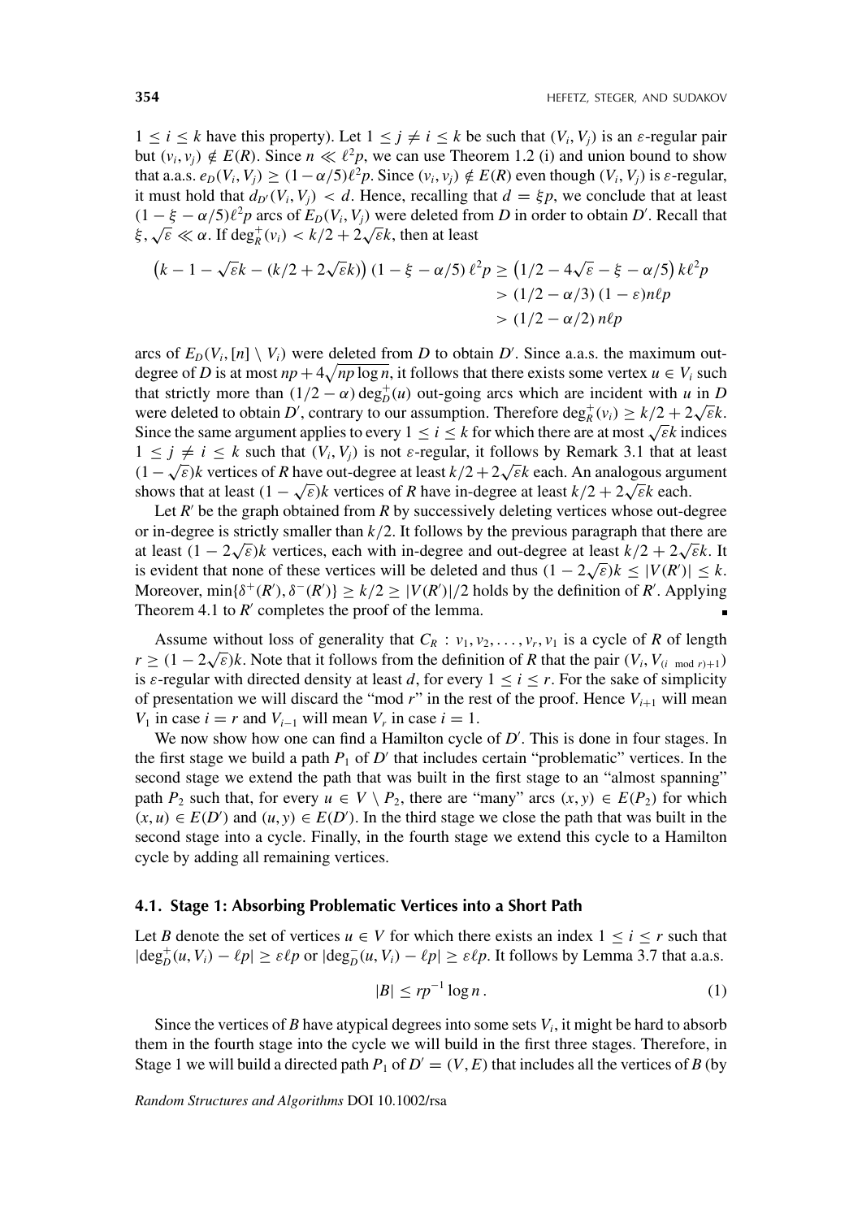$1 \leq i \leq k$ have this property). Let $1 \leq j \neq i \leq k$ be such that $(V_i, V_j)$ is an $\varepsilon$-regular pair but $(v_i, v_j) \notin E(R)$. Since $n \ll \ell^2 p$, we can use Theorem 1.2 (i) and union bound to show that a.a.s. $e_D(V_i, V_j) \geq (1-\alpha/5)\ell^2 p$. Since $(v_i, v_j) \notin E(R)$ even though $(V_i, V_j)$ is $\varepsilon$-regular, it must hold that $d_{D'}(V_i, V_j) < d$. Hence, recalling that $d = \xi p$, we conclude that at least $(1 - \xi - \alpha/5)\ell^2 p$ arcs of $E_D(V_i, V_j)$ were deleted from $D$ in order to obtain $D'$. Recall that $\xi, \sqrt{\varepsilon} \ll \alpha$. If $\deg_R^+(v_i) < k/2 + 2\sqrt{\varepsilon}k$, then at least

$$\begin{aligned}
\left(k - 1 - \sqrt{\varepsilon}k - (k/2 + 2\sqrt{\varepsilon}k)\right)(1 - \xi - \alpha/5)\,\ell^2 p &\geq \left(1/2 - 4\sqrt{\varepsilon} - \xi - \alpha/5\right) k\ell^2 p \\
&> (1/2 - \alpha/3)\,(1 - \varepsilon) n\ell p \\
&> (1/2 - \alpha/2)\, n\ell p
\end{aligned}$$

arcs of $E_D(V_i, [n] \setminus V_i)$ were deleted from $D$ to obtain $D'$. Since a.a.s. the maximum out-degree of $D$ is at most $np + 4\sqrt{np \log n}$, it follows that there exists some vertex $u \in V_i$ such that strictly more than $(1/2 - \alpha)\deg_D^+(u)$ out-going arcs which are incident with $u$ in $D$ were deleted to obtain $D'$, contrary to our assumption. Therefore $\deg_R^+(v_i) \geq k/2 + 2\sqrt{\varepsilon}k$. Since the same argument applies to every $1 \leq i \leq k$ for which there are at most $\sqrt{\varepsilon}k$ indices $1 \leq j \neq i \leq k$ such that $(V_i, V_j)$ is not $\varepsilon$-regular, it follows by Remark 3.1 that at least $(1 - \sqrt{\varepsilon})k$ vertices of $R$ have out-degree at least $k/2 + 2\sqrt{\varepsilon}k$ each. An analogous argument shows that at least $(1 - \sqrt{\varepsilon})k$ vertices of $R$ have in-degree at least $k/2 + 2\sqrt{\varepsilon}k$ each.

Let $R'$ be the graph obtained from $R$ by successively deleting vertices whose out-degree or in-degree is strictly smaller than $k/2$. It follows by the previous paragraph that there are at least $(1 - 2\sqrt{\varepsilon})k$ vertices, each with in-degree and out-degree at least $k/2 + 2\sqrt{\varepsilon}k$. It is evident that none of these vertices will be deleted and thus $(1 - 2\sqrt{\varepsilon})k \leq |V(R')| \leq k$. Moreover, $\min\{\delta^+(R'), \delta^-(R')\} \geq k/2 \geq |V(R')|/2$ holds by the definition of $R'$. Applying Theorem 4.1 to $R'$ completes the proof of the lemma. ∎

Assume without loss of generality that $C_R : v_1, v_2, \ldots, v_r, v_1$ is a cycle of $R$ of length $r \geq (1 - 2\sqrt{\varepsilon})k$. Note that it follows from the definition of $R$ that the pair $(V_i, V_{(i \bmod r)+1})$ is $\varepsilon$-regular with directed density at least $d$, for every $1 \leq i \leq r$. For the sake of simplicity of presentation we will discard the "mod $r$" in the rest of the proof. Hence $V_{i+1}$ will mean $V_1$ in case $i = r$ and $V_{i-1}$ will mean $V_r$ in case $i = 1$.

We now show how one can find a Hamilton cycle of $D'$. This is done in four stages. In the first stage we build a path $P_1$ of $D'$ that includes certain "problematic" vertices. In the second stage we extend the path that was built in the first stage to an "almost spanning" path $P_2$ such that, for every $u \in V \setminus P_2$, there are "many" arcs $(x, y) \in E(P_2)$ for which $(x, u) \in E(D')$ and $(u, y) \in E(D')$. In the third stage we close the path that was built in the second stage into a cycle. Finally, in the fourth stage we extend this cycle to a Hamilton cycle by adding all remaining vertices.

### 4.1. Stage 1: Absorbing Problematic Vertices into a Short Path

Let $B$ denote the set of vertices $u \in V$ for which there exists an index $1 \leq i \leq r$ such that $|\deg_D^+(u, V_i) - \ell p| \geq \varepsilon \ell p$ or $|\deg_D^-(u, V_i) - \ell p| \geq \varepsilon \ell p$. It follows by Lemma 3.7 that a.a.s.

$$|B| \leq rp^{-1} \log n\,. \tag{1}$$

Since the vertices of $B$ have atypical degrees into some sets $V_i$, it might be hard to absorb them in the fourth stage into the cycle we will build in the first three stages. Therefore, in Stage 1 we will build a directed path $P_1$ of $D' = (V, E)$ that includes all the vertices of $B$ (by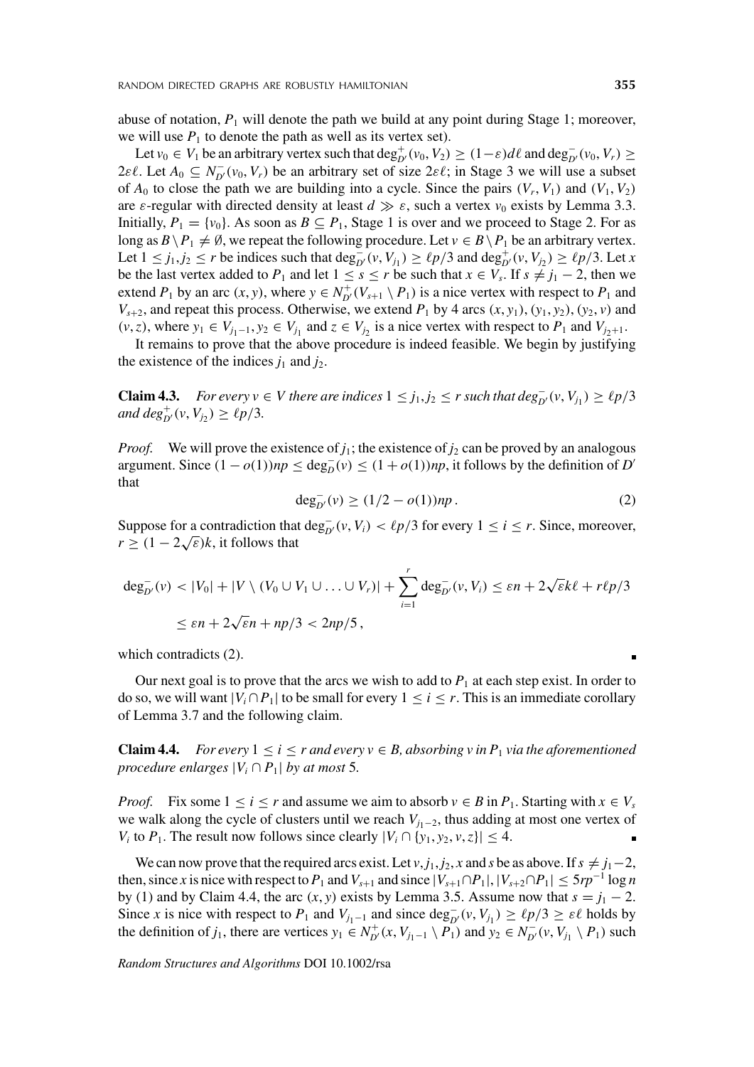abuse of notation, $P_1$ will denote the path we build at any point during Stage 1; moreover, we will use $P_1$ to denote the path as well as its vertex set).

Let $v_0 \in V_1$ be an arbitrary vertex such that $\deg^+_{D'}(v_0, V_2) \geq (1-\varepsilon)d\ell$ and $\deg^-_{D'}(v_0, V_r) \geq 2\varepsilon\ell$. Let $A_0 \subseteq N^-_{D'}(v_0, V_r)$ be an arbitrary set of size $2\varepsilon\ell$; in Stage 3 we will use a subset of $A_0$ to close the path we are building into a cycle. Since the pairs $(V_r, V_1)$ and $(V_1, V_2)$ are $\varepsilon$-regular with directed density at least $d \gg \varepsilon$, such a vertex $v_0$ exists by Lemma 3.3. Initially, $P_1 = \{v_0\}$. As soon as $B \subseteq P_1$, Stage 1 is over and we proceed to Stage 2. For as long as $B \setminus P_1 \neq \emptyset$, we repeat the following procedure. Let $v \in B \setminus P_1$ be an arbitrary vertex. Let $1 \leq j_1, j_2 \leq r$ be indices such that $\deg^-_{D'}(v, V_{j_1}) \geq \ell p/3$ and $\deg^+_{D'}(v, V_{j_2}) \geq \ell p/3$. Let $x$ be the last vertex added to $P_1$ and let $1 \leq s \leq r$ be such that $x \in V_s$. If $s \neq j_1 - 2$, then we extend $P_1$ by an arc $(x, y)$, where $y \in N^+_{D'}(V_{s+1} \setminus P_1)$ is a nice vertex with respect to $P_1$ and $V_{s+2}$, and repeat this process. Otherwise, we extend $P_1$ by 4 arcs $(x, y_1)$, $(y_1, y_2)$, $(y_2, v)$ and $(v, z)$, where $y_1 \in V_{j_1-1}$, $y_2 \in V_{j_1}$ and $z \in V_{j_2}$ is a nice vertex with respect to $P_1$ and $V_{j_2+1}$.

It remains to prove that the above procedure is indeed feasible. We begin by justifying the existence of the indices $j_1$ and $j_2$.

**Claim 4.3.** *For every $v \in V$ there are indices $1 \leq j_1, j_2 \leq r$ such that $\deg^-_{D'}(v, V_{j_1}) \geq \ell p/3$ and $\deg^+_{D'}(v, V_{j_2}) \geq \ell p/3$.*

*Proof.* We will prove the existence of $j_1$; the existence of $j_2$ can be proved by an analogous argument. Since $(1 - o(1))np \leq \deg^-_D(v) \leq (1 + o(1))np$, it follows by the definition of $D'$ that

$$\deg^-_{D'}(v) \geq (1/2 - o(1))np\,. \tag{2}$$

Suppose for a contradiction that $\deg^-_{D'}(v, V_i) < \ell p/3$ for every $1 \leq i \leq r$. Since, moreover, $r \geq (1 - 2\sqrt{\varepsilon})k$, it follows that

$$\begin{aligned}\deg^-_{D'}(v) &< |V_0| + |V \setminus (V_0 \cup V_1 \cup \ldots \cup V_r)| + \sum_{i=1}^{r} \deg^-_{D'}(v, V_i) \leq \varepsilon n + 2\sqrt{\varepsilon}k\ell + r\ell p/3 \\ &\leq \varepsilon n + 2\sqrt{\varepsilon}n + np/3 < 2np/5\,,\end{aligned}$$

which contradicts (2). ∎

Our next goal is to prove that the arcs we wish to add to $P_1$ at each step exist. In order to do so, we will want $|V_i \cap P_1|$ to be small for every $1 \leq i \leq r$. This is an immediate corollary of Lemma 3.7 and the following claim.

**Claim 4.4.** *For every $1 \leq i \leq r$ and every $v \in B$, absorbing $v$ in $P_1$ via the aforementioned procedure enlarges $|V_i \cap P_1|$ by at most 5.*

*Proof.* Fix some $1 \leq i \leq r$ and assume we aim to absorb $v \in B$ in $P_1$. Starting with $x \in V_s$ we walk along the cycle of clusters until we reach $V_{j_1-2}$, thus adding at most one vertex of $V_i$ to $P_1$. The result now follows since clearly $|V_i \cap \{y_1, y_2, v, z\}| \leq 4$. ∎

We can now prove that the required arcs exist. Let $v, j_1, j_2, x$ and $s$ be as above. If $s \neq j_1 - 2$, then, since $x$ is nice with respect to $P_1$ and $V_{s+1}$ and since $|V_{s+1} \cap P_1|, |V_{s+2} \cap P_1| \leq 5rp^{-1}\log n$ by (1) and by Claim 4.4, the arc $(x, y)$ exists by Lemma 3.5. Assume now that $s = j_1 - 2$. Since $x$ is nice with respect to $P_1$ and $V_{j_1-1}$ and since $\deg^-_{D'}(v, V_{j_1}) \geq \ell p/3 \geq \varepsilon\ell$ holds by the definition of $j_1$, there are vertices $y_1 \in N^+_{D'}(x, V_{j_1-1} \setminus P_1)$ and $y_2 \in N^-_{D'}(v, V_{j_1} \setminus P_1)$ such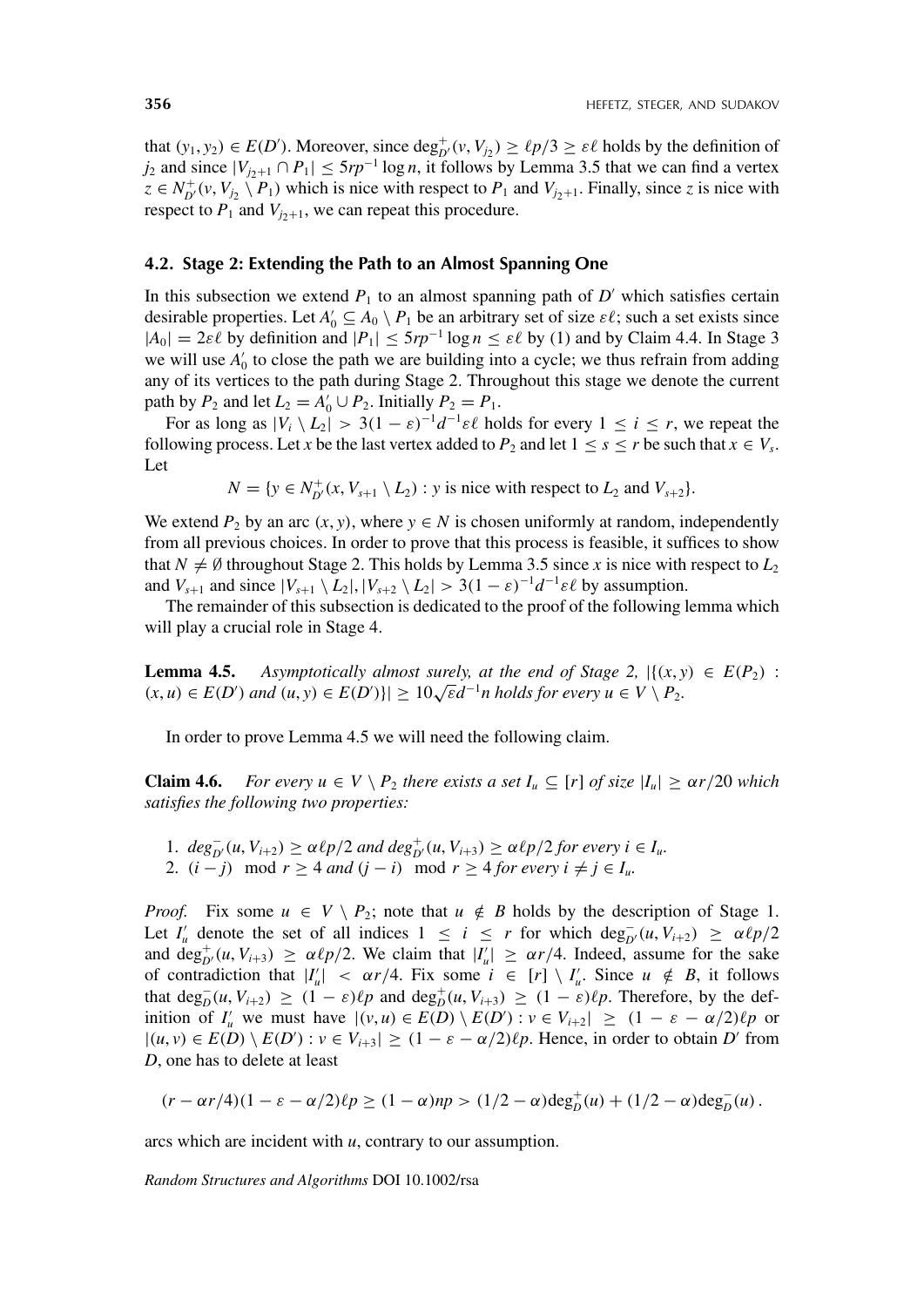that $(y_1, y_2) \in E(D')$. Moreover, since $\deg^+_{D'}(v, V_{j_2}) \geq \ell p/3 \geq \varepsilon\ell$ holds by the definition of $j_2$ and since $|V_{j_2+1} \cap P_1| \leq 5rp^{-1} \log n$, it follows by Lemma 3.5 that we can find a vertex $z \in N^+_{D'}(v, V_{j_2} \setminus P_1)$ which is nice with respect to $P_1$ and $V_{j_2+1}$. Finally, since $z$ is nice with respect to $P_1$ and $V_{j_2+1}$, we can repeat this procedure.

### 4.2. Stage 2: Extending the Path to an Almost Spanning One

In this subsection we extend $P_1$ to an almost spanning path of $D'$ which satisfies certain desirable properties. Let $A'_0 \subseteq A_0 \setminus P_1$ be an arbitrary set of size $\varepsilon\ell$; such a set exists since $|A_0| = 2\varepsilon\ell$ by definition and $|P_1| \leq 5rp^{-1} \log n \leq \varepsilon\ell$ by (1) and by Claim 4.4. In Stage 3 we will use $A'_0$ to close the path we are building into a cycle; we thus refrain from adding any of its vertices to the path during Stage 2. Throughout this stage we denote the current path by $P_2$ and let $L_2 = A'_0 \cup P_2$. Initially $P_2 = P_1$.

For as long as $|V_i \setminus L_2| > 3(1-\varepsilon)^{-1}d^{-1}\varepsilon\ell$ holds for every $1 \leq i \leq r$, we repeat the following process. Let $x$ be the last vertex added to $P_2$ and let $1 \leq s \leq r$ be such that $x \in V_s$. Let

$$N = \{y \in N^+_{D'}(x, V_{s+1} \setminus L_2) : y \text{ is nice with respect to } L_2 \text{ and } V_{s+2}\}.$$

We extend $P_2$ by an arc $(x, y)$, where $y \in N$ is chosen uniformly at random, independently from all previous choices. In order to prove that this process is feasible, it suffices to show that $N \neq \emptyset$ throughout Stage 2. This holds by Lemma 3.5 since $x$ is nice with respect to $L_2$ and $V_{s+1}$ and since $|V_{s+1} \setminus L_2|, |V_{s+2} \setminus L_2| > 3(1-\varepsilon)^{-1}d^{-1}\varepsilon\ell$ by assumption.

The remainder of this subsection is dedicated to the proof of the following lemma which will play a crucial role in Stage 4.

**Lemma 4.5.** *Asymptotically almost surely, at the end of Stage 2, $|\{(x, y) \in E(P_2) : (x, u) \in E(D') \text{ and } (u, y) \in E(D')\}| \geq 10\sqrt{\varepsilon}d^{-1}n$ holds for every $u \in V \setminus P_2$.*

In order to prove Lemma 4.5 we will need the following claim.

**Claim 4.6.** *For every $u \in V \setminus P_2$ there exists a set $I_u \subseteq [r]$ of size $|I_u| \geq \alpha r/20$ which satisfies the following two properties:*

1. $\deg^-_{D'}(u, V_{i+2}) \geq \alpha\ell p/2$ *and* $\deg^+_{D'}(u, V_{i+3}) \geq \alpha\ell p/2$ *for every* $i \in I_u$.
2. $(i - j) \mod r \geq 4$ *and* $(j - i) \mod r \geq 4$ *for every* $i \neq j \in I_u$.

*Proof.* Fix some $u \in V \setminus P_2$; note that $u \notin B$ holds by the description of Stage 1. Let $I'_u$ denote the set of all indices $1 \leq i \leq r$ for which $\deg^-_{D'}(u, V_{i+2}) \geq \alpha\ell p/2$ and $\deg^+_{D'}(u, V_{i+3}) \geq \alpha\ell p/2$. We claim that $|I'_u| \geq \alpha r/4$. Indeed, assume for the sake of contradiction that $|I'_u| < \alpha r/4$. Fix some $i \in [r] \setminus I'_u$. Since $u \notin B$, it follows that $\deg^-_D(u, V_{i+2}) \geq (1-\varepsilon)\ell p$ and $\deg^+_D(u, V_{i+3}) \geq (1-\varepsilon)\ell p$. Therefore, by the definition of $I'_u$ we must have $|(v, u) \in E(D) \setminus E(D') : v \in V_{i+2}| \geq (1 - \varepsilon - \alpha/2)\ell p$ or $|(u, v) \in E(D) \setminus E(D') : v \in V_{i+3}| \geq (1 - \varepsilon - \alpha/2)\ell p$. Hence, in order to obtain $D'$ from $D$, one has to delete at least

$$(r - \alpha r/4)(1 - \varepsilon - \alpha/2)\ell p \geq (1-\alpha)np > (1/2 - \alpha)\deg^+_D(u) + (1/2 - \alpha)\deg^-_D(u).$$

arcs which are incident with $u$, contrary to our assumption.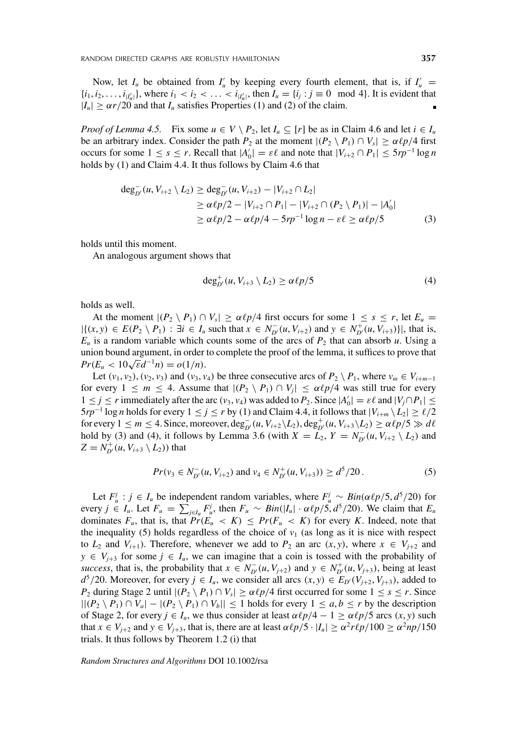Now, let $I_u$ be obtained from $I'_u$ by keeping every fourth element, that is, if $I'_u = \{i_1, i_2, \ldots, i_{|I'_u|}\}$, where $i_1 < i_2 < \ldots < i_{|I'_u|}$, then $I_u = \{i_j : j \equiv 0 \mod 4\}$. It is evident that $|I_u| \geq \alpha r/20$ and that $I_u$ satisfies Properties (1) and (2) of the claim. ∎

*Proof of Lemma 4.5.* Fix some $u \in V \setminus P_2$, let $I_u \subseteq [r]$ be as in Claim 4.6 and let $i \in I_u$ be an arbitrary index. Consider the path $P_2$ at the moment $|(P_2 \setminus P_1) \cap V_s| \geq \alpha \ell p/4$ first occurs for some $1 \leq s \leq r$. Recall that $|A'_0| = \varepsilon \ell$ and note that $|V_{i+2} \cap P_1| \leq 5rp^{-1} \log n$ holds by (1) and Claim 4.4. It thus follows by Claim 4.6 that

$$\begin{aligned}
\deg^-_{D'}(u, V_{i+2} \setminus L_2) &\geq \deg^-_{D'}(u, V_{i+2}) - |V_{i+2} \cap L_2| \\
&\geq \alpha \ell p/2 - |V_{i+2} \cap P_1| - |V_{i+2} \cap (P_2 \setminus P_1)| - |A'_0| \\
&\geq \alpha \ell p/2 - \alpha \ell p/4 - 5rp^{-1} \log n - \varepsilon \ell \geq \alpha \ell p/5 \qquad (3)
\end{aligned}$$

holds until this moment.

An analogous argument shows that

$$\deg^+_{D'}(u, V_{i+3} \setminus L_2) \geq \alpha \ell p/5 \qquad (4)$$

holds as well.

At the moment $|(P_2 \setminus P_1) \cap V_s| \geq \alpha \ell p/4$ first occurs for some $1 \leq s \leq r$, let $E_u = |\{(x, y) \in E(P_2 \setminus P_1) : \exists i \in I_u \text{ such that } x \in N^-_{D'}(u, V_{i+2}) \text{ and } y \in N^+_{D'}(u, V_{i+3})\}|$, that is, $E_u$ is a random variable which counts some of the arcs of $P_2$ that can absorb $u$. Using a union bound argument, in order to complete the proof of the lemma, it suffices to prove that $Pr(E_u < 10\sqrt{\varepsilon} d^{-1} n) = o(1/n)$.

Let $(v_1, v_2)$, $(v_2, v_3)$ and $(v_3, v_4)$ be three consecutive arcs of $P_2 \setminus P_1$, where $v_m \in V_{i+m-1}$ for every $1 \leq m \leq 4$. Assume that $|(P_2 \setminus P_1) \cap V_j| \leq \alpha \ell p/4$ was still true for every $1 \leq j \leq r$ immediately after the arc $(v_3, v_4)$ was added to $P_2$. Since $|A'_0| = \varepsilon \ell$ and $|V_j \cap P_1| \leq 5rp^{-1} \log n$ holds for every $1 \leq j \leq r$ by (1) and Claim 4.4, it follows that $|V_{i+m} \setminus L_2| \geq \ell/2$ for every $1 \leq m \leq 4$. Since, moreover, $\deg^-_{D'}(u, V_{i+2} \setminus L_2), \deg^+_{D'}(u, V_{i+3} \setminus L_2) \geq \alpha \ell p/5 \gg d\ell$ hold by (3) and (4), it follows by Lemma 3.6 (with $X = L_2$, $Y = N^-_{D'}(u, V_{i+2} \setminus L_2)$ and $Z = N^+_{D'}(u, V_{i+3} \setminus L_2)$) that

$$Pr(v_3 \in N^-_{D'}(u, V_{i+2}) \text{ and } v_4 \in N^+_{D'}(u, V_{i+3})) \geq d^5/20\,. \qquad (5)$$

Let $F^j_u : j \in I_u$ be independent random variables, where $F^j_u \sim Bin(\alpha \ell p/5, d^5/20)$ for every $j \in I_u$. Let $F_u = \sum_{j \in I_u} F^j_u$, then $F_u \sim Bin(|I_u| \cdot \alpha \ell p/5, d^5/20)$. We claim that $E_u$ dominates $F_u$, that is, that $Pr(E_u < K) \leq Pr(F_u < K)$ for every $K$. Indeed, note that the inequality (5) holds regardless of the choice of $v_1$ (as long as it is nice with respect to $L_2$ and $V_{i+1}$). Therefore, whenever we add to $P_2$ an arc $(x, y)$, where $x \in V_{j+2}$ and $y \in V_{j+3}$ for some $j \in I_u$, we can imagine that a coin is tossed with the probability of *success*, that is, the probability that $x \in N^-_{D'}(u, V_{j+2})$ and $y \in N^+_{D'}(u, V_{j+3})$, being at least $d^5/20$. Moreover, for every $j \in I_u$, we consider all arcs $(x, y) \in E_{D'}(V_{j+2}, V_{j+3})$, added to $P_2$ during Stage 2 until $|(P_2 \setminus P_1) \cap V_s| \geq \alpha \ell p/4$ first occurred for some $1 \leq s \leq r$. Since $||(P_2 \setminus P_1) \cap V_a| - |(P_2 \setminus P_1) \cap V_b|| \leq 1$ holds for every $1 \leq a, b \leq r$ by the description of Stage 2, for every $j \in I_u$, we thus consider at least $\alpha \ell p/4 - 1 \geq \alpha \ell p/5$ arcs $(x, y)$ such that $x \in V_{j+2}$ and $y \in V_{j+3}$, that is, there are at least $\alpha \ell p/5 \cdot |I_u| \geq \alpha^2 r \ell p/100 \geq \alpha^2 np/150$ trials. It thus follows by Theorem 1.2 (i) that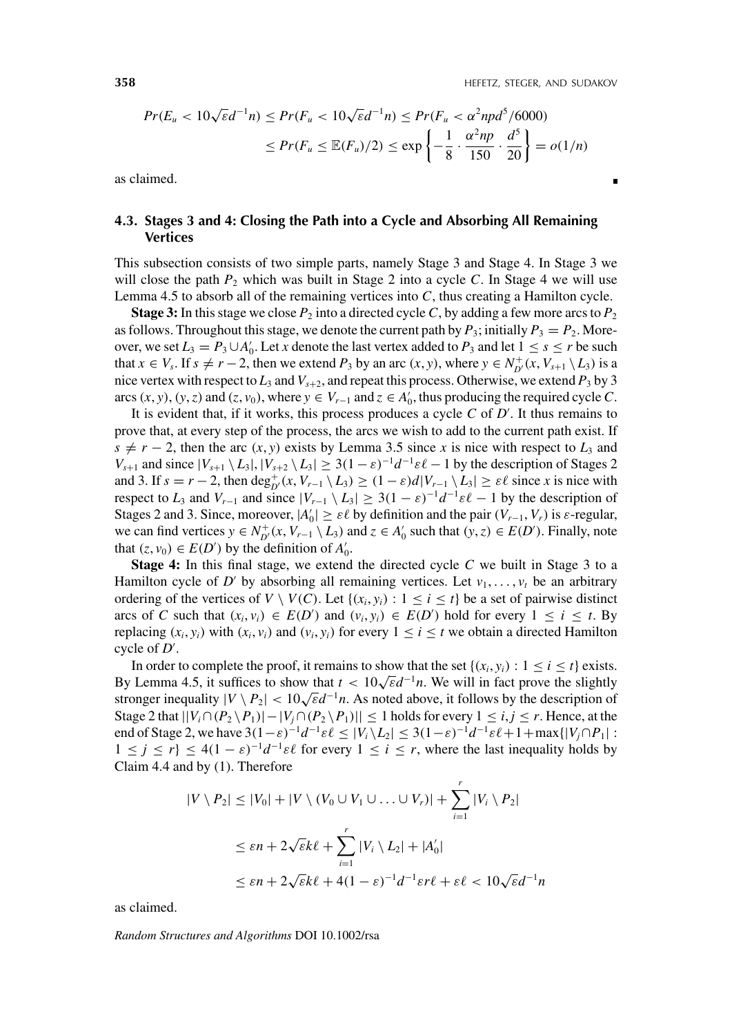$$Pr(E_u < 10\sqrt{\varepsilon}d^{-1}n) \leq Pr(F_u < 10\sqrt{\varepsilon}d^{-1}n) \leq Pr(F_u < \alpha^2 npd^5/6000)$$
$$\leq Pr(F_u \leq \mathbb{E}(F_u)/2) \leq \exp\left\{-\frac{1}{8}\cdot\frac{\alpha^2 np}{150}\cdot\frac{d^5}{20}\right\} = o(1/n)$$

as claimed. ∎

### 4.3. Stages 3 and 4: Closing the Path into a Cycle and Absorbing All Remaining Vertices

This subsection consists of two simple parts, namely Stage 3 and Stage 4. In Stage 3 we will close the path $P_2$ which was built in Stage 2 into a cycle $C$. In Stage 4 we will use Lemma 4.5 to absorb all of the remaining vertices into $C$, thus creating a Hamilton cycle.

**Stage 3:** In this stage we close $P_2$ into a directed cycle $C$, by adding a few more arcs to $P_2$ as follows. Throughout this stage, we denote the current path by $P_3$; initially $P_3 = P_2$. Moreover, we set $L_3 = P_3 \cup A'_0$. Let $x$ denote the last vertex added to $P_3$ and let $1 \leq s \leq r$ be such that $x \in V_s$. If $s \neq r-2$, then we extend $P_3$ by an arc $(x, y)$, where $y \in N^+_{D'}(x, V_{s+1} \setminus L_3)$ is a nice vertex with respect to $L_3$ and $V_{s+2}$, and repeat this process. Otherwise, we extend $P_3$ by 3 arcs $(x, y)$, $(y, z)$ and $(z, v_0)$, where $y \in V_{r-1}$ and $z \in A'_0$, thus producing the required cycle $C$.

It is evident that, if it works, this process produces a cycle $C$ of $D'$. It thus remains to prove that, at every step of the process, the arcs we wish to add to the current path exist. If $s \neq r-2$, then the arc $(x, y)$ exists by Lemma 3.5 since $x$ is nice with respect to $L_3$ and $V_{s+1}$ and since $|V_{s+1} \setminus L_3|, |V_{s+2} \setminus L_3| \geq 3(1-\varepsilon)^{-1}d^{-1}\varepsilon\ell - 1$ by the description of Stages 2 and 3. If $s = r-2$, then $\deg^+_{D'}(x, V_{r-1} \setminus L_3) \geq (1-\varepsilon)d|V_{r-1} \setminus L_3| \geq \varepsilon\ell$ since $x$ is nice with respect to $L_3$ and $V_{r-1}$ and since $|V_{r-1} \setminus L_3| \geq 3(1-\varepsilon)^{-1}d^{-1}\varepsilon\ell - 1$ by the description of Stages 2 and 3. Since, moreover, $|A'_0| \geq \varepsilon\ell$ by definition and the pair $(V_{r-1}, V_r)$ is $\varepsilon$-regular, we can find vertices $y \in N^+_{D'}(x, V_{r-1} \setminus L_3)$ and $z \in A'_0$ such that $(y, z) \in E(D')$. Finally, note that $(z, v_0) \in E(D')$ by the definition of $A'_0$.

**Stage 4:** In this final stage, we extend the directed cycle $C$ we built in Stage 3 to a Hamilton cycle of $D'$ by absorbing all remaining vertices. Let $v_1, \ldots, v_t$ be an arbitrary ordering of the vertices of $V \setminus V(C)$. Let $\{(x_i, y_i) : 1 \leq i \leq t\}$ be a set of pairwise distinct arcs of $C$ such that $(x_i, v_i) \in E(D')$ and $(v_i, y_i) \in E(D')$ hold for every $1 \leq i \leq t$. By replacing $(x_i, y_i)$ with $(x_i, v_i)$ and $(v_i, y_i)$ for every $1 \leq i \leq t$ we obtain a directed Hamilton cycle of $D'$.

In order to complete the proof, it remains to show that the set $\{(x_i, y_i) : 1 \leq i \leq t\}$ exists. By Lemma 4.5, it suffices to show that $t < 10\sqrt{\varepsilon}d^{-1}n$. We will in fact prove the slightly stronger inequality $|V \setminus P_2| < 10\sqrt{\varepsilon}d^{-1}n$. As noted above, it follows by the description of Stage 2 that $||V_i \cap (P_2 \setminus P_1)| - |V_j \cap (P_2 \setminus P_1)|| \leq 1$ holds for every $1 \leq i, j \leq r$. Hence, at the end of Stage 2, we have $3(1-\varepsilon)^{-1}d^{-1}\varepsilon\ell \leq |V_i \setminus L_2| \leq 3(1-\varepsilon)^{-1}d^{-1}\varepsilon\ell + 1 + \max\{|V_j \cap P_1| : 1 \leq j \leq r\} \leq 4(1-\varepsilon)^{-1}d^{-1}\varepsilon\ell$ for every $1 \leq i \leq r$, where the last inequality holds by Claim 4.4 and by (1). Therefore

$$|V \setminus P_2| \leq |V_0| + |V \setminus (V_0 \cup V_1 \cup \ldots \cup V_r)| + \sum_{i=1}^{r} |V_i \setminus P_2|$$
$$\leq \varepsilon n + 2\sqrt{\varepsilon}k\ell + \sum_{i=1}^{r} |V_i \setminus L_2| + |A'_0|$$
$$\leq \varepsilon n + 2\sqrt{\varepsilon}k\ell + 4(1-\varepsilon)^{-1}d^{-1}\varepsilon r\ell + \varepsilon\ell < 10\sqrt{\varepsilon}d^{-1}n$$

as claimed.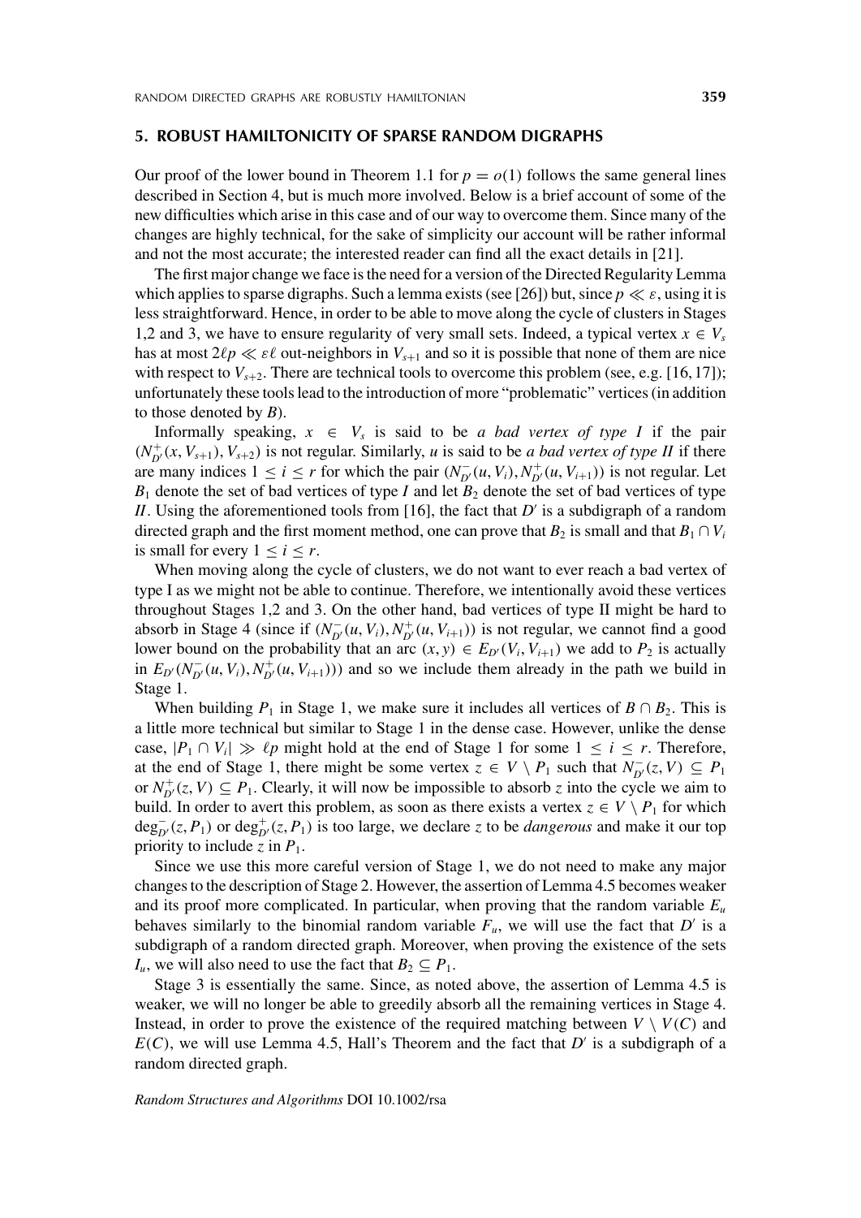## 5. ROBUST HAMILTONICITY OF SPARSE RANDOM DIGRAPHS

Our proof of the lower bound in Theorem 1.1 for $p = o(1)$ follows the same general lines described in Section 4, but is much more involved. Below is a brief account of some of the new difficulties which arise in this case and of our way to overcome them. Since many of the changes are highly technical, for the sake of simplicity our account will be rather informal and not the most accurate; the interested reader can find all the exact details in [21].

The first major change we face is the need for a version of the Directed Regularity Lemma which applies to sparse digraphs. Such a lemma exists (see [26]) but, since $p \ll \varepsilon$, using it is less straightforward. Hence, in order to be able to move along the cycle of clusters in Stages 1,2 and 3, we have to ensure regularity of very small sets. Indeed, a typical vertex $x \in V_s$ has at most $2\ell p \ll \varepsilon\ell$ out-neighbors in $V_{s+1}$ and so it is possible that none of them are nice with respect to $V_{s+2}$. There are technical tools to overcome this problem (see, e.g. [16, 17]); unfortunately these tools lead to the introduction of more "problematic" vertices (in addition to those denoted by $B$).

Informally speaking, $x \in V_s$ is said to be *a bad vertex of type I* if the pair $(N^+_{D'}(x, V_{s+1}), V_{s+2})$ is not regular. Similarly, $u$ is said to be *a bad vertex of type II* if there are many indices $1 \le i \le r$ for which the pair $(N^-_{D'}(u, V_i), N^+_{D'}(u, V_{i+1}))$ is not regular. Let $B_1$ denote the set of bad vertices of type *I* and let $B_2$ denote the set of bad vertices of type *II*. Using the aforementioned tools from [16], the fact that $D'$ is a subgraph of a random directed graph and the first moment method, one can prove that $B_2$ is small and that $B_1 \cap V_i$ is small for every $1 \le i \le r$.

When moving along the cycle of clusters, we do not want to ever reach a bad vertex of type I as we might not be able to continue. Therefore, we intentionally avoid these vertices throughout Stages 1,2 and 3. On the other hand, bad vertices of type II might be hard to absorb in Stage 4 (since if $(N^-_{D'}(u, V_i), N^+_{D'}(u, V_{i+1}))$ is not regular, we cannot find a good lower bound on the probability that an arc $(x, y) \in E_{D'}(V_i, V_{i+1})$ we add to $P_2$ is actually in $E_{D'}(N^-_{D'}(u, V_i), N^+_{D'}(u, V_{i+1})))$ and so we include them already in the path we build in Stage 1.

When building $P_1$ in Stage 1, we make sure it includes all vertices of $B \cap B_2$. This is a little more technical but similar to Stage 1 in the dense case. However, unlike the dense case, $|P_1 \cap V_i| \gg \ell p$ might hold at the end of Stage 1 for some $1 \le i \le r$. Therefore, at the end of Stage 1, there might be some vertex $z \in V \setminus P_1$ such that $N^-_{D'}(z, V) \subseteq P_1$ or $N^+_{D'}(z, V) \subseteq P_1$. Clearly, it will now be impossible to absorb $z$ into the cycle we aim to build. In order to avert this problem, as soon as there exists a vertex $z \in V \setminus P_1$ for which $\deg^-_{D'}(z, P_1)$ or $\deg^+_{D'}(z, P_1)$ is too large, we declare $z$ to be *dangerous* and make it our top priority to include $z$ in $P_1$.

Since we use this more careful version of Stage 1, we do not need to make any major changes to the description of Stage 2. However, the assertion of Lemma 4.5 becomes weaker and its proof more complicated. In particular, when proving that the random variable $E_u$ behaves similarly to the binomial random variable $F_u$, we will use the fact that $D'$ is a subgraph of a random directed graph. Moreover, when proving the existence of the sets $I_u$, we will also need to use the fact that $B_2 \subseteq P_1$.

Stage 3 is essentially the same. Since, as noted above, the assertion of Lemma 4.5 is weaker, we will no longer be able to greedily absorb all the remaining vertices in Stage 4. Instead, in order to prove the existence of the required matching between $V \setminus V(C)$ and $E(C)$, we will use Lemma 4.5, Hall's Theorem and the fact that $D'$ is a subgraph of a random directed graph.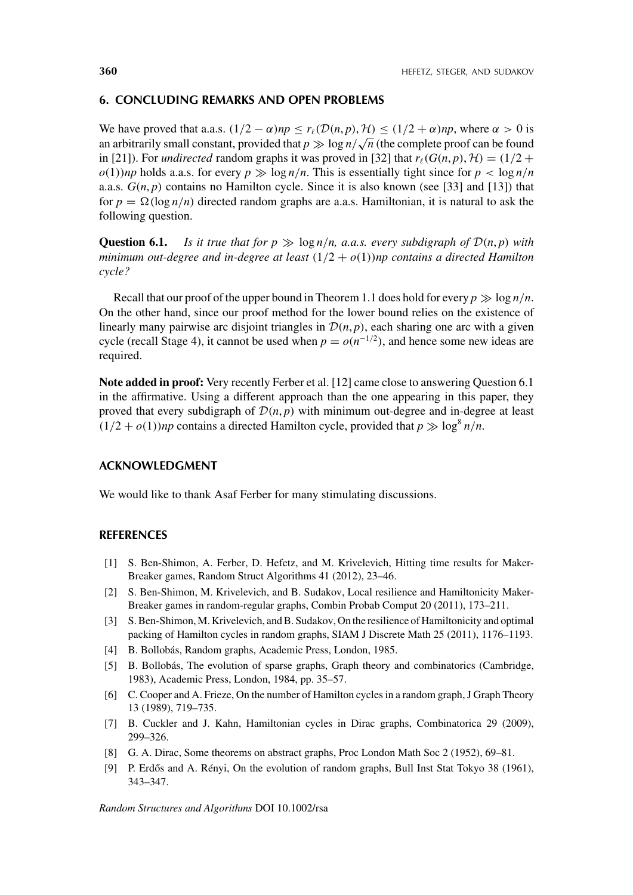## 6. CONCLUDING REMARKS AND OPEN PROBLEMS

We have proved that a.a.s. $(1/2 - \alpha)np \le r_\ell(\mathcal{D}(n,p), \mathcal{H}) \le (1/2 + \alpha)np$, where $\alpha > 0$ is an arbitrarily small constant, provided that $p \gg \log n/\sqrt{n}$ (the complete proof can be found in [21]). For *undirected* random graphs it was proved in [32] that $r_\ell(G(n,p), \mathcal{H}) = (1/2 + o(1))np$ holds a.a.s. for every $p \gg \log n/n$. This is essentially tight since for $p < \log n/n$ a.a.s. $G(n,p)$ contains no Hamilton cycle. Since it is also known (see [33] and [13]) that for $p = \Omega(\log n/n)$ directed random graphs are a.a.s. Hamiltonian, it is natural to ask the following question.

**Question 6.1.** *Is it true that for $p \gg \log n/n$, a.a.s. every subdigraph of $\mathcal{D}(n,p)$ with minimum out-degree and in-degree at least $(1/2 + o(1))np$ contains a directed Hamilton cycle?*

Recall that our proof of the upper bound in Theorem 1.1 does hold for every $p \gg \log n/n$. On the other hand, since our proof method for the lower bound relies on the existence of linearly many pairwise arc disjoint triangles in $\mathcal{D}(n,p)$, each sharing one arc with a given cycle (recall Stage 4), it cannot be used when $p = o(n^{-1/2})$, and hence some new ideas are required.

**Note added in proof:** Very recently Ferber et al. [12] came close to answering Question 6.1 in the affirmative. Using a different approach than the one appearing in this paper, they proved that every subdigraph of $\mathcal{D}(n,p)$ with minimum out-degree and in-degree at least $(1/2 + o(1))np$ contains a directed Hamilton cycle, provided that $p \gg \log^8 n/n$.

## ACKNOWLEDGMENT

We would like to thank Asaf Ferber for many stimulating discussions.

## REFERENCES

- [1] S. Ben-Shimon, A. Ferber, D. Hefetz, and M. Krivelevich, Hitting time results for Maker-Breaker games, Random Struct Algorithms 41 (2012), 23–46.
- [2] S. Ben-Shimon, M. Krivelevich, and B. Sudakov, Local resilience and Hamiltonicity Maker-Breaker games in random-regular graphs, Combin Probab Comput 20 (2011), 173–211.
- [3] S. Ben-Shimon, M. Krivelevich, and B. Sudakov, On the resilience of Hamiltonicity and optimal packing of Hamilton cycles in random graphs, SIAM J Discrete Math 25 (2011), 1176–1193.
- [4] B. Bollobás, Random graphs, Academic Press, London, 1985.
- [5] B. Bollobás, The evolution of sparse graphs, Graph theory and combinatorics (Cambridge, 1983), Academic Press, London, 1984, pp. 35–57.
- [6] C. Cooper and A. Frieze, On the number of Hamilton cycles in a random graph, J Graph Theory 13 (1989), 719–735.
- [7] B. Cuckler and J. Kahn, Hamiltonian cycles in Dirac graphs, Combinatorica 29 (2009), 299–326.
- [8] G. A. Dirac, Some theorems on abstract graphs, Proc London Math Soc 2 (1952), 69–81.
- [9] P. Erdős and A. Rényi, On the evolution of random graphs, Bull Inst Stat Tokyo 38 (1961), 343–347.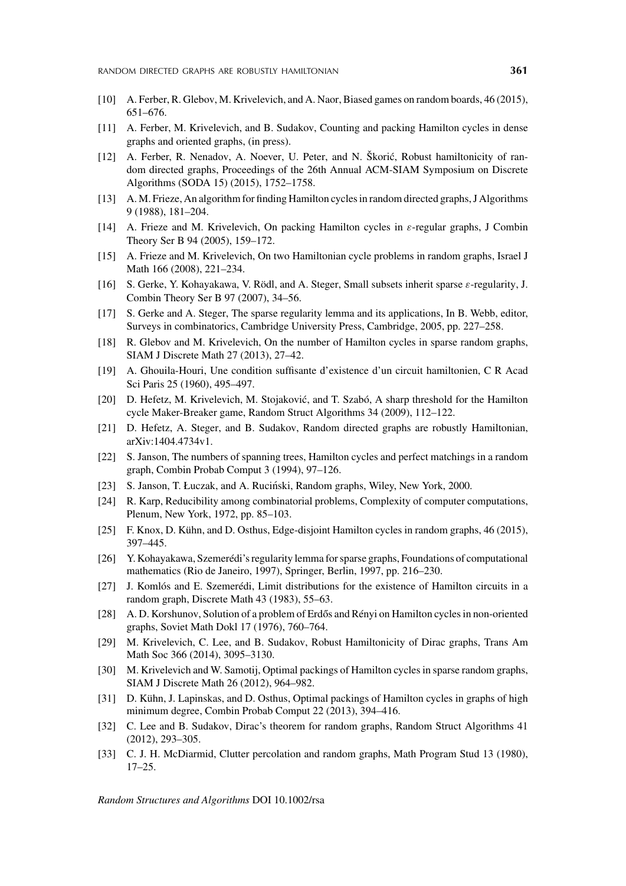[10] A. Ferber, R. Glebov, M. Krivelevich, and A. Naor, Biased games on random boards, 46 (2015), 651–676.

[11] A. Ferber, M. Krivelevich, and B. Sudakov, Counting and packing Hamilton cycles in dense graphs and oriented graphs, (in press).

[12] A. Ferber, R. Nenadov, A. Noever, U. Peter, and N. Škorić, Robust hamiltonicity of random directed graphs, Proceedings of the 26th Annual ACM-SIAM Symposium on Discrete Algorithms (SODA 15) (2015), 1752–1758.

[13] A. M. Frieze, An algorithm for finding Hamilton cycles in random directed graphs, J Algorithms 9 (1988), 181–204.

[14] A. Frieze and M. Krivelevich, On packing Hamilton cycles in $\varepsilon$-regular graphs, J Combin Theory Ser B 94 (2005), 159–172.

[15] A. Frieze and M. Krivelevich, On two Hamiltonian cycle problems in random graphs, Israel J Math 166 (2008), 221–234.

[16] S. Gerke, Y. Kohayakawa, V. Rödl, and A. Steger, Small subsets inherit sparse $\varepsilon$-regularity, J. Combin Theory Ser B 97 (2007), 34–56.

[17] S. Gerke and A. Steger, The sparse regularity lemma and its applications, In B. Webb, editor, Surveys in combinatorics, Cambridge University Press, Cambridge, 2005, pp. 227–258.

[18] R. Glebov and M. Krivelevich, On the number of Hamilton cycles in sparse random graphs, SIAM J Discrete Math 27 (2013), 27–42.

[19] A. Ghouila-Houri, Une condition suffisante d'existence d'un circuit hamiltonien, C R Acad Sci Paris 25 (1960), 495–497.

[20] D. Hefetz, M. Krivelevich, M. Stojaković, and T. Szabó, A sharp threshold for the Hamilton cycle Maker-Breaker game, Random Struct Algorithms 34 (2009), 112–122.

[21] D. Hefetz, A. Steger, and B. Sudakov, Random directed graphs are robustly Hamiltonian, arXiv:1404.4734v1.

[22] S. Janson, The numbers of spanning trees, Hamilton cycles and perfect matchings in a random graph, Combin Probab Comput 3 (1994), 97–126.

[23] S. Janson, T. Łuczak, and A. Ruciński, Random graphs, Wiley, New York, 2000.

[24] R. Karp, Reducibility among combinatorial problems, Complexity of computer computations, Plenum, New York, 1972, pp. 85–103.

[25] F. Knox, D. Kühn, and D. Osthus, Edge-disjoint Hamilton cycles in random graphs, 46 (2015), 397–445.

[26] Y. Kohayakawa, Szemerédi's regularity lemma for sparse graphs, Foundations of computational mathematics (Rio de Janeiro, 1997), Springer, Berlin, 1997, pp. 216–230.

[27] J. Komlós and E. Szemerédi, Limit distributions for the existence of Hamilton circuits in a random graph, Discrete Math 43 (1983), 55–63.

[28] A. D. Korshunov, Solution of a problem of Erdős and Rényi on Hamilton cycles in non-oriented graphs, Soviet Math Dokl 17 (1976), 760–764.

[29] M. Krivelevich, C. Lee, and B. Sudakov, Robust Hamiltonicity of Dirac graphs, Trans Am Math Soc 366 (2014), 3095–3130.

[30] M. Krivelevich and W. Samotij, Optimal packings of Hamilton cycles in sparse random graphs, SIAM J Discrete Math 26 (2012), 964–982.

[31] D. Kühn, J. Lapinskas, and D. Osthus, Optimal packings of Hamilton cycles in graphs of high minimum degree, Combin Probab Comput 22 (2013), 394–416.

[32] C. Lee and B. Sudakov, Dirac's theorem for random graphs, Random Struct Algorithms 41 (2012), 293–305.

[33] C. J. H. McDiarmid, Clutter percolation and random graphs, Math Program Stud 13 (1980), 17–25.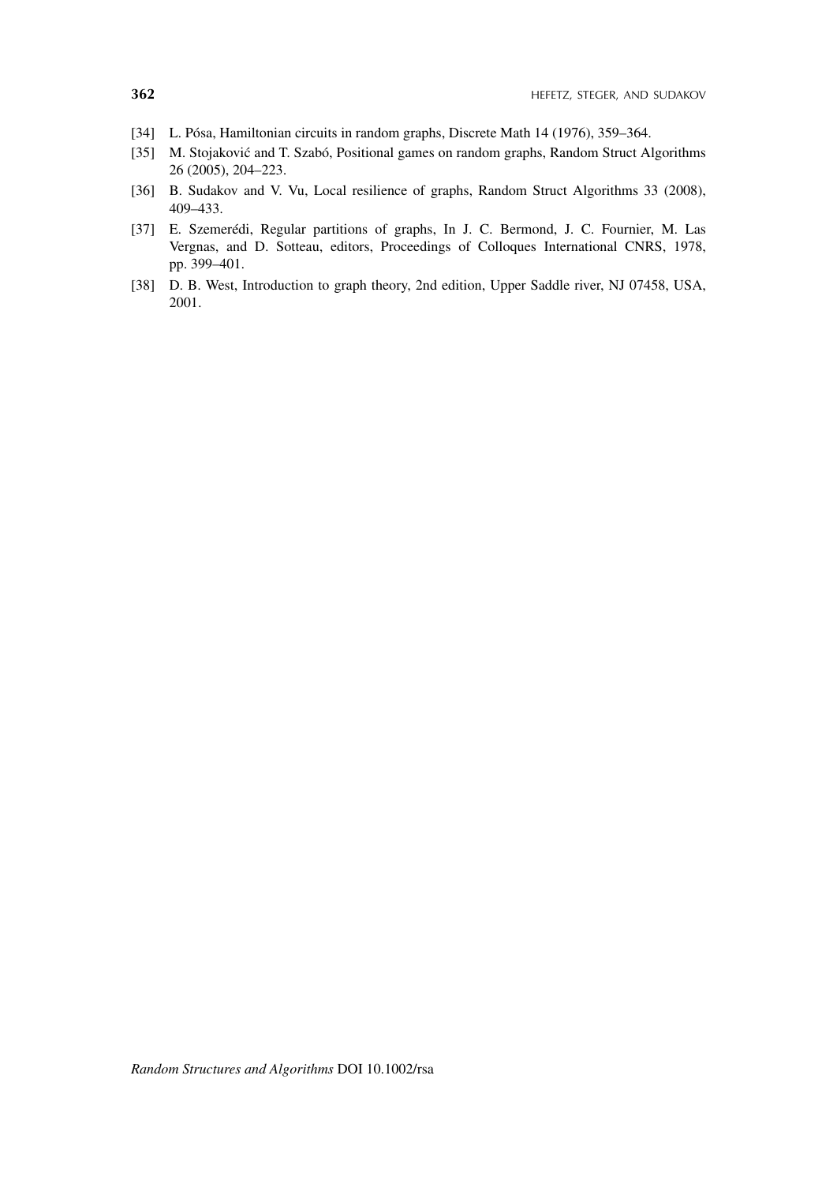[34] L. Pósa, Hamiltonian circuits in random graphs, Discrete Math 14 (1976), 359–364.

[35] M. Stojaković and T. Szabó, Positional games on random graphs, Random Struct Algorithms 26 (2005), 204–223.

[36] B. Sudakov and V. Vu, Local resilience of graphs, Random Struct Algorithms 33 (2008), 409–433.

[37] E. Szemerédi, Regular partitions of graphs, In J. C. Bermond, J. C. Fournier, M. Las Vergnas, and D. Sotteau, editors, Proceedings of Colloques International CNRS, 1978, pp. 399–401.

[38] D. B. West, Introduction to graph theory, 2nd edition, Upper Saddle river, NJ 07458, USA, 2001.